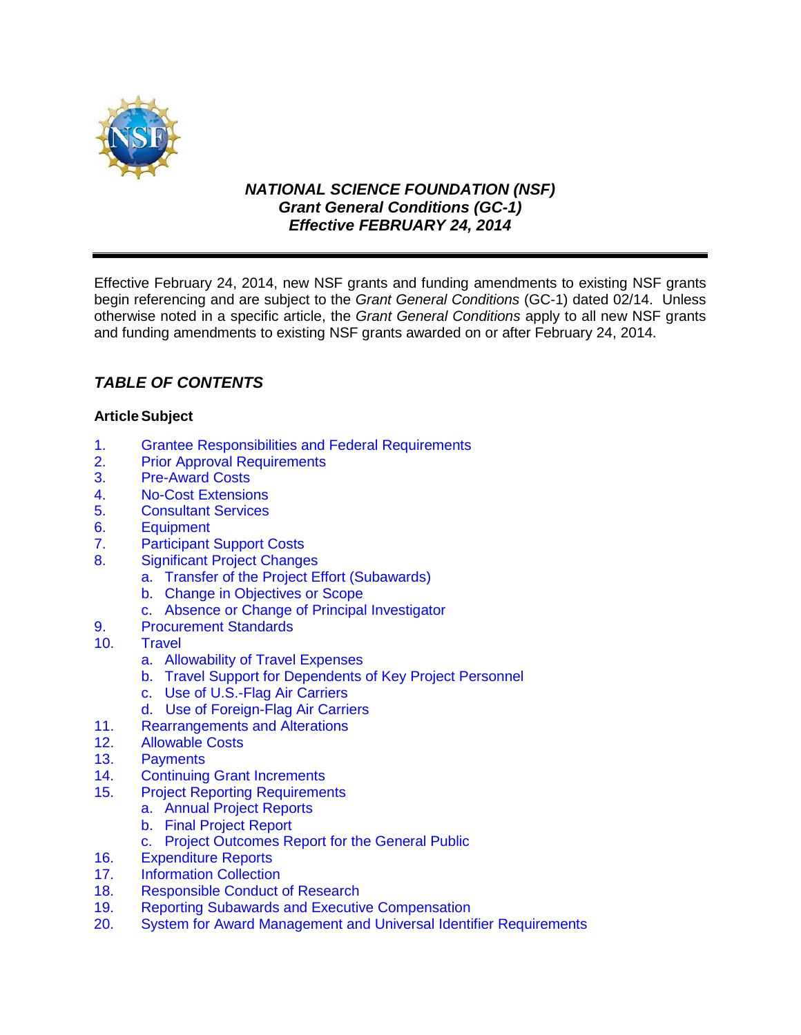# *NATIONAL SCIENCE FOUNDATION (NSF)*
# *Grant General Conditions (GC-1)*
# *Effective FEBRUARY 24, 2014*

---

Effective February 24, 2014, new NSF grants and funding amendments to existing NSF grants begin referencing and are subject to the *Grant General Conditions* (GC-1) dated 02/14. Unless otherwise noted in a specific article, the *Grant General Conditions* apply to all new NSF grants and funding amendments to existing NSF grants awarded on or after February 24, 2014.

## *TABLE OF CONTENTS*

**Article Subject**

1. Grantee Responsibilities and Federal Requirements
2. Prior Approval Requirements
3. Pre-Award Costs
4. No-Cost Extensions
5. Consultant Services
6. Equipment
7. Participant Support Costs
8. Significant Project Changes
   a. Transfer of the Project Effort (Subawards)
   b. Change in Objectives or Scope
   c. Absence or Change of Principal Investigator
9. Procurement Standards
10. Travel
    a. Allowability of Travel Expenses
    b. Travel Support for Dependents of Key Project Personnel
    c. Use of U.S.-Flag Air Carriers
    d. Use of Foreign-Flag Air Carriers
11. Rearrangements and Alterations
12. Allowable Costs
13. Payments
14. Continuing Grant Increments
15. Project Reporting Requirements
    a. Annual Project Reports
    b. Final Project Report
    c. Project Outcomes Report for the General Public
16. Expenditure Reports
17. Information Collection
18. Responsible Conduct of Research
19. Reporting Subawards and Executive Compensation
20. System for Award Management and Universal Identifier Requirements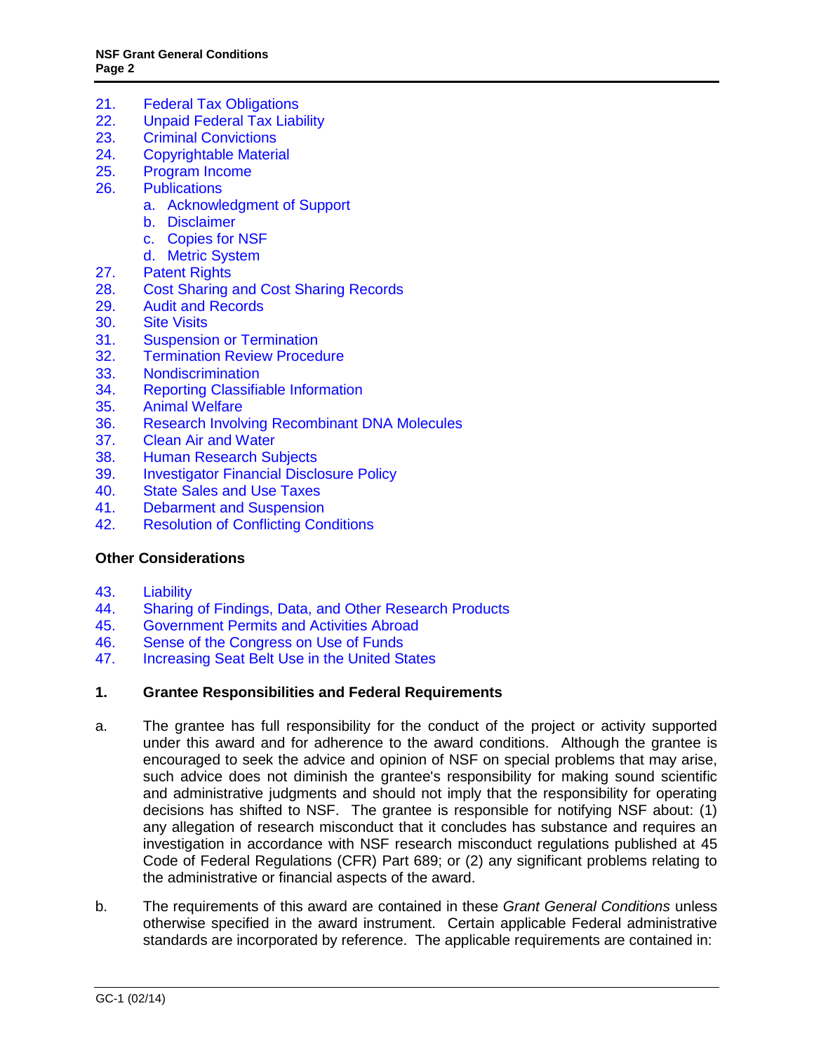21. Federal Tax Obligations
22. Unpaid Federal Tax Liability
23. Criminal Convictions
24. Copyrightable Material
25. Program Income
26. Publications
    a. Acknowledgment of Support
    b. Disclaimer
    c. Copies for NSF
    d. Metric System
27. Patent Rights
28. Cost Sharing and Cost Sharing Records
29. Audit and Records
30. Site Visits
31. Suspension or Termination
32. Termination Review Procedure
33. Nondiscrimination
34. Reporting Classifiable Information
35. Animal Welfare
36. Research Involving Recombinant DNA Molecules
37. Clean Air and Water
38. Human Research Subjects
39. Investigator Financial Disclosure Policy
40. State Sales and Use Taxes
41. Debarment and Suspension
42. Resolution of Conflicting Conditions

**Other Considerations**

43. Liability
44. Sharing of Findings, Data, and Other Research Products
45. Government Permits and Activities Abroad
46. Sense of the Congress on Use of Funds
47. Increasing Seat Belt Use in the United States

## 1. Grantee Responsibilities and Federal Requirements

a. The grantee has full responsibility for the conduct of the project or activity supported under this award and for adherence to the award conditions. Although the grantee is encouraged to seek the advice and opinion of NSF on special problems that may arise, such advice does not diminish the grantee's responsibility for making sound scientific and administrative judgments and should not imply that the responsibility for operating decisions has shifted to NSF. The grantee is responsible for notifying NSF about: (1) any allegation of research misconduct that it concludes has substance and requires an investigation in accordance with NSF research misconduct regulations published at 45 Code of Federal Regulations (CFR) Part 689; or (2) any significant problems relating to the administrative or financial aspects of the award.

b. The requirements of this award are contained in these *Grant General Conditions* unless otherwise specified in the award instrument. Certain applicable Federal administrative standards are incorporated by reference. The applicable requirements are contained in: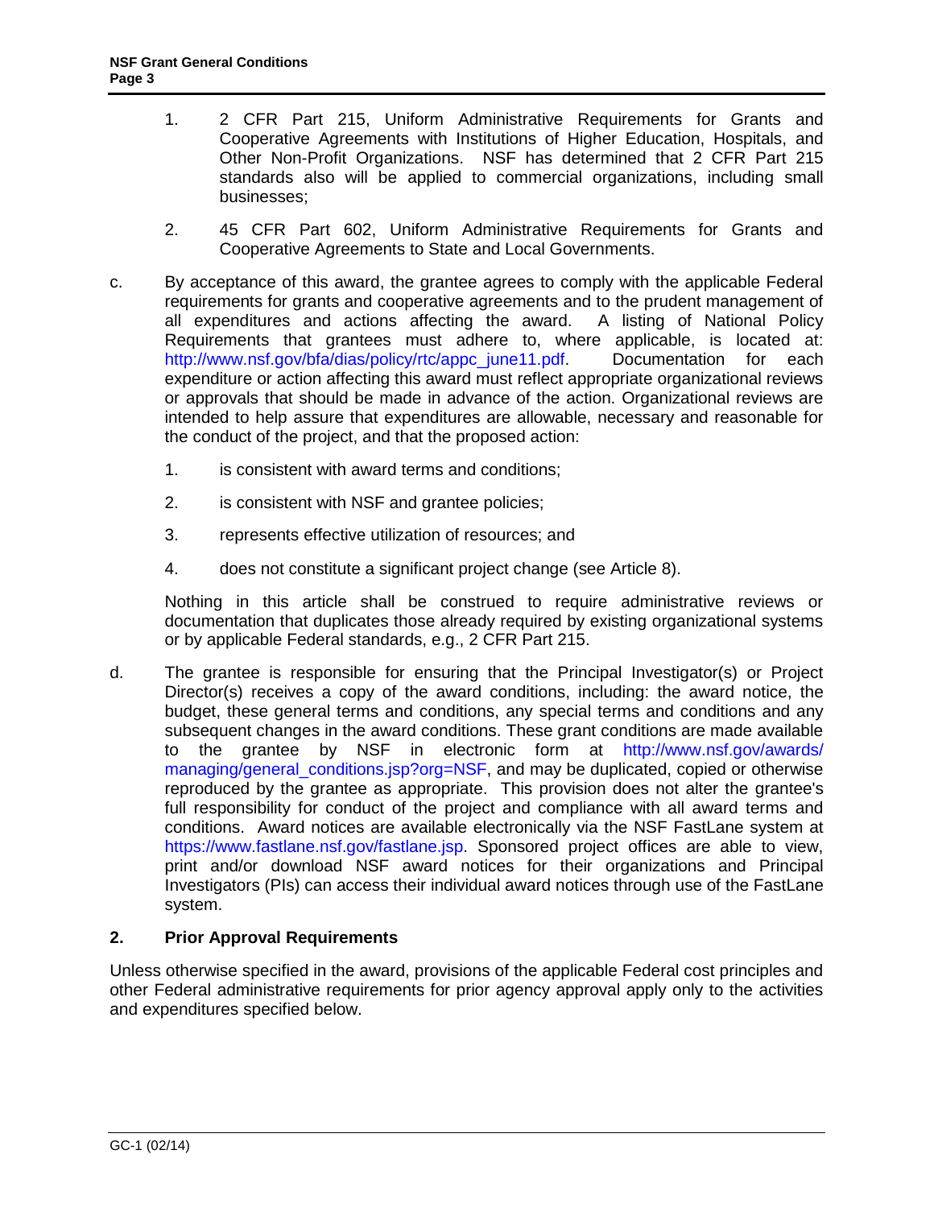1. 2 CFR Part 215, Uniform Administrative Requirements for Grants and Cooperative Agreements with Institutions of Higher Education, Hospitals, and Other Non-Profit Organizations. NSF has determined that 2 CFR Part 215 standards also will be applied to commercial organizations, including small businesses;

2. 45 CFR Part 602, Uniform Administrative Requirements for Grants and Cooperative Agreements to State and Local Governments.

c. By acceptance of this award, the grantee agrees to comply with the applicable Federal requirements for grants and cooperative agreements and to the prudent management of all expenditures and actions affecting the award. A listing of National Policy Requirements that grantees must adhere to, where applicable, is located at: http://www.nsf.gov/bfa/dias/policy/rtc/appc_june11.pdf. Documentation for each expenditure or action affecting this award must reflect appropriate organizational reviews or approvals that should be made in advance of the action. Organizational reviews are intended to help assure that expenditures are allowable, necessary and reasonable for the conduct of the project, and that the proposed action:

   1. is consistent with award terms and conditions;

   2. is consistent with NSF and grantee policies;

   3. represents effective utilization of resources; and

   4. does not constitute a significant project change (see Article 8).

   Nothing in this article shall be construed to require administrative reviews or documentation that duplicates those already required by existing organizational systems or by applicable Federal standards, e.g., 2 CFR Part 215.

d. The grantee is responsible for ensuring that the Principal Investigator(s) or Project Director(s) receives a copy of the award conditions, including: the award notice, the budget, these general terms and conditions, any special terms and conditions and any subsequent changes in the award conditions. These grant conditions are made available to the grantee by NSF in electronic form at http://www.nsf.gov/awards/managing/general_conditions.jsp?org=NSF, and may be duplicated, copied or otherwise reproduced by the grantee as appropriate. This provision does not alter the grantee's full responsibility for conduct of the project and compliance with all award terms and conditions. Award notices are available electronically via the NSF FastLane system at https://www.fastlane.nsf.gov/fastlane.jsp. Sponsored project offices are able to view, print and/or download NSF award notices for their organizations and Principal Investigators (PIs) can access their individual award notices through use of the FastLane system.

## 2. Prior Approval Requirements

Unless otherwise specified in the award, provisions of the applicable Federal cost principles and other Federal administrative requirements for prior agency approval apply only to the activities and expenditures specified below.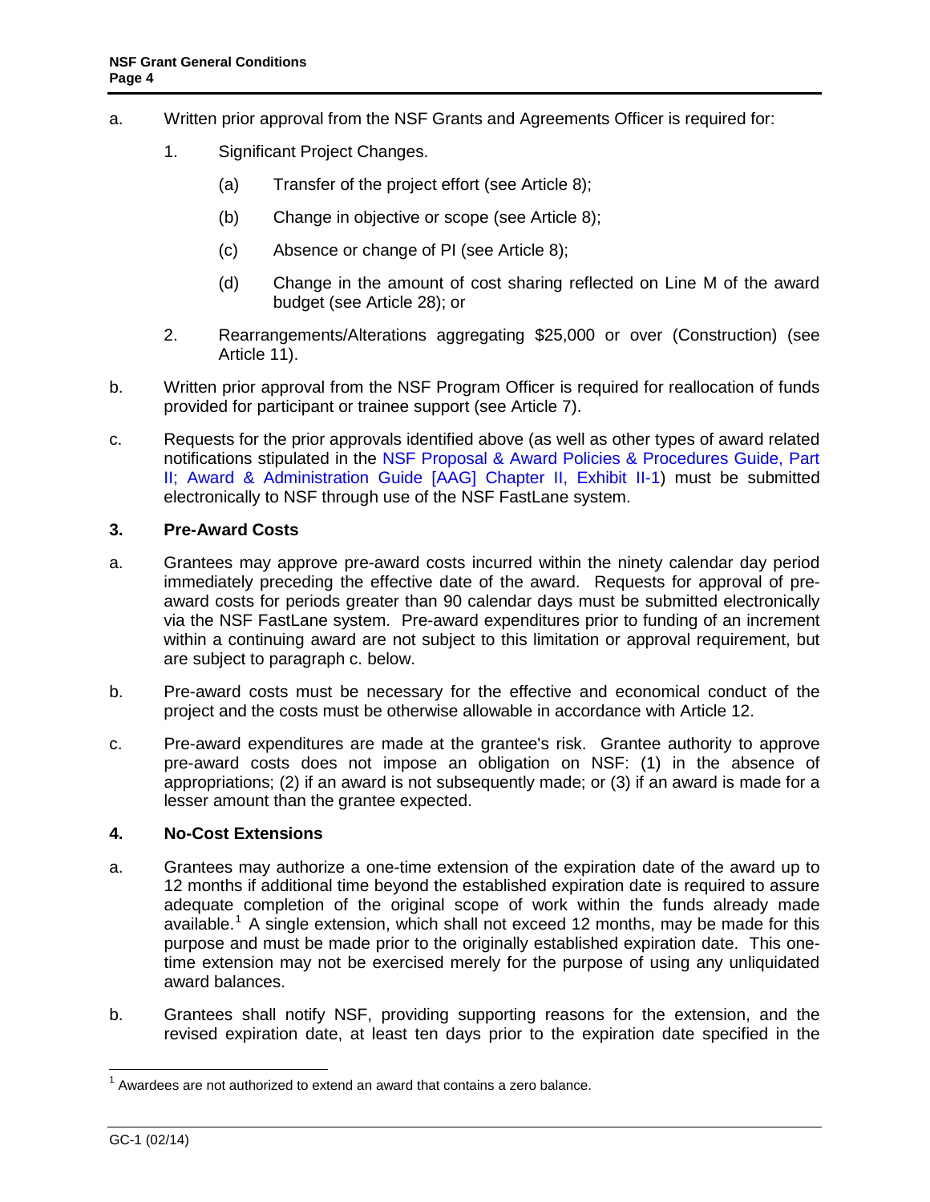a. Written prior approval from the NSF Grants and Agreements Officer is required for:

   1. Significant Project Changes.

      (a) Transfer of the project effort (see Article 8);

      (b) Change in objective or scope (see Article 8);

      (c) Absence or change of PI (see Article 8);

      (d) Change in the amount of cost sharing reflected on Line M of the award budget (see Article 28); or

   2. Rearrangements/Alterations aggregating $25,000 or over (Construction) (see Article 11).

b. Written prior approval from the NSF Program Officer is required for reallocation of funds provided for participant or trainee support (see Article 7).

c. Requests for the prior approvals identified above (as well as other types of award related notifications stipulated in the NSF Proposal & Award Policies & Procedures Guide, Part II; Award & Administration Guide [AAG] Chapter II, Exhibit II-1) must be submitted electronically to NSF through use of the NSF FastLane system.

### 3. Pre-Award Costs

a. Grantees may approve pre-award costs incurred within the ninety calendar day period immediately preceding the effective date of the award. Requests for approval of pre-award costs for periods greater than 90 calendar days must be submitted electronically via the NSF FastLane system. Pre-award expenditures prior to funding of an increment within a continuing award are not subject to this limitation or approval requirement, but are subject to paragraph c. below.

b. Pre-award costs must be necessary for the effective and economical conduct of the project and the costs must be otherwise allowable in accordance with Article 12.

c. Pre-award expenditures are made at the grantee's risk. Grantee authority to approve pre-award costs does not impose an obligation on NSF: (1) in the absence of appropriations; (2) if an award is not subsequently made; or (3) if an award is made for a lesser amount than the grantee expected.

### 4. No-Cost Extensions

a. Grantees may authorize a one-time extension of the expiration date of the award up to 12 months if additional time beyond the established expiration date is required to assure adequate completion of the original scope of work within the funds already made available.[1] A single extension, which shall not exceed 12 months, may be made for this purpose and must be made prior to the originally established expiration date. This one-time extension may not be exercised merely for the purpose of using any unliquidated award balances.

b. Grantees shall notify NSF, providing supporting reasons for the extension, and the revised expiration date, at least ten days prior to the expiration date specified in the

---

[1] Awardees are not authorized to extend an award that contains a zero balance.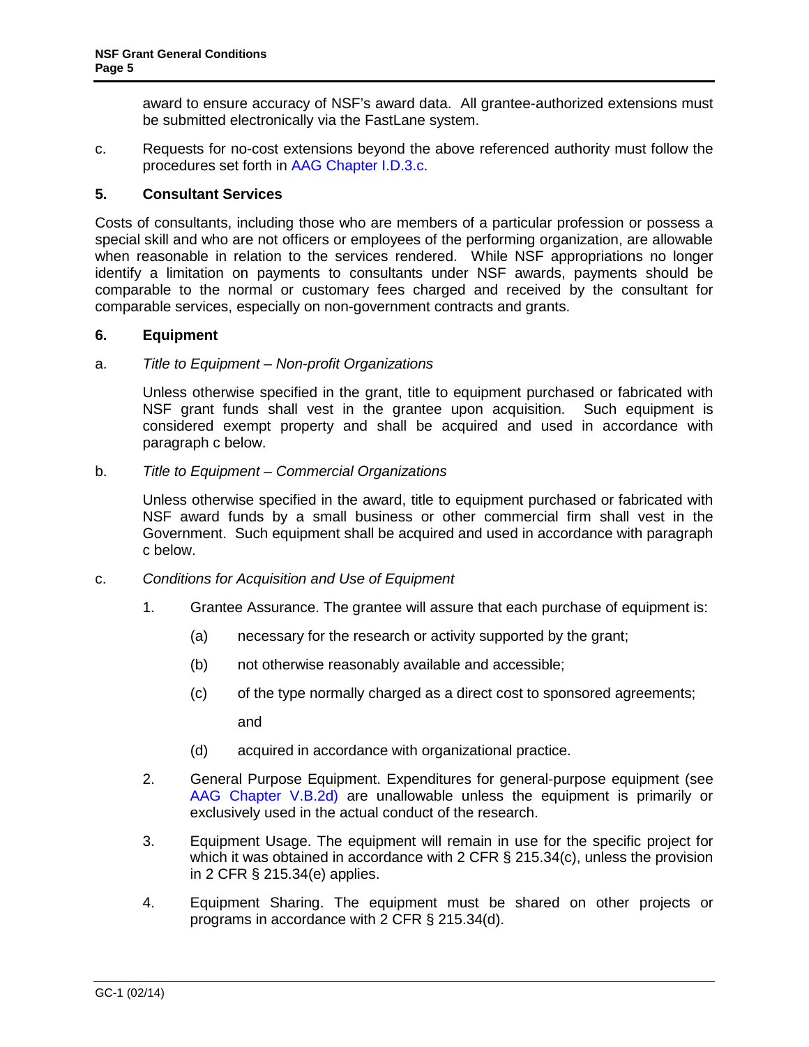award to ensure accuracy of NSF's award data. All grantee-authorized extensions must be submitted electronically via the FastLane system.

c. Requests for no-cost extensions beyond the above referenced authority must follow the procedures set forth in AAG Chapter I.D.3.c.

**5. Consultant Services**

Costs of consultants, including those who are members of a particular profession or possess a special skill and who are not officers or employees of the performing organization, are allowable when reasonable in relation to the services rendered. While NSF appropriations no longer identify a limitation on payments to consultants under NSF awards, payments should be comparable to the normal or customary fees charged and received by the consultant for comparable services, especially on non-government contracts and grants.

**6. Equipment**

a. *Title to Equipment – Non-profit Organizations*

Unless otherwise specified in the grant, title to equipment purchased or fabricated with NSF grant funds shall vest in the grantee upon acquisition. Such equipment is considered exempt property and shall be acquired and used in accordance with paragraph c below.

b. *Title to Equipment – Commercial Organizations*

Unless otherwise specified in the award, title to equipment purchased or fabricated with NSF award funds by a small business or other commercial firm shall vest in the Government. Such equipment shall be acquired and used in accordance with paragraph c below.

c. *Conditions for Acquisition and Use of Equipment*

1. Grantee Assurance. The grantee will assure that each purchase of equipment is:

   (a) necessary for the research or activity supported by the grant;

   (b) not otherwise reasonably available and accessible;

   (c) of the type normally charged as a direct cost to sponsored agreements;

   and

   (d) acquired in accordance with organizational practice.

2. General Purpose Equipment. Expenditures for general-purpose equipment (see AAG Chapter V.B.2d) are unallowable unless the equipment is primarily or exclusively used in the actual conduct of the research.

3. Equipment Usage. The equipment will remain in use for the specific project for which it was obtained in accordance with 2 CFR § 215.34(c), unless the provision in 2 CFR § 215.34(e) applies.

4. Equipment Sharing. The equipment must be shared on other projects or programs in accordance with 2 CFR § 215.34(d).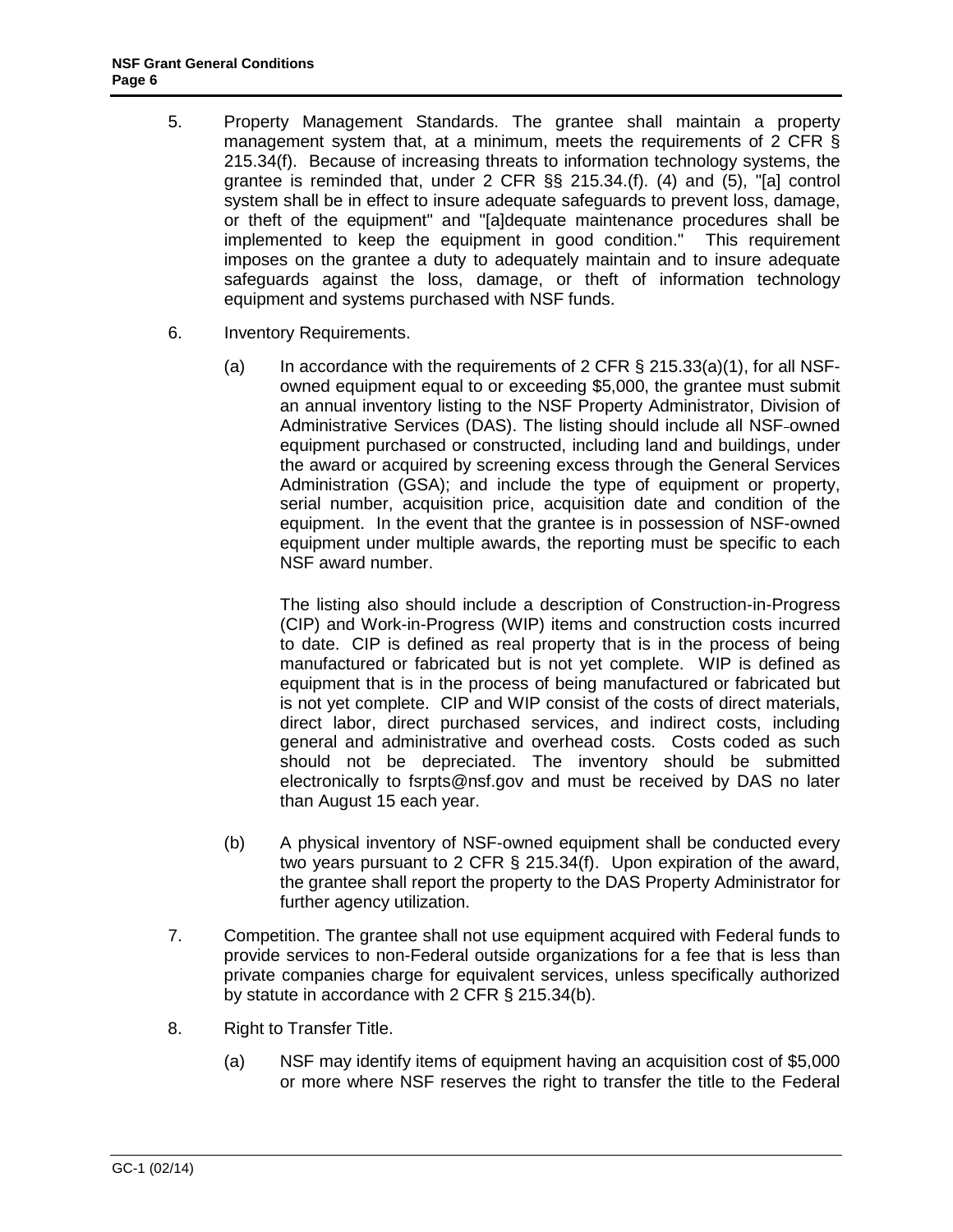5. Property Management Standards. The grantee shall maintain a property management system that, at a minimum, meets the requirements of 2 CFR § 215.34(f). Because of increasing threats to information technology systems, the grantee is reminded that, under 2 CFR §§ 215.34.(f). (4) and (5), "[a] control system shall be in effect to insure adequate safeguards to prevent loss, damage, or theft of the equipment" and "[a]dequate maintenance procedures shall be implemented to keep the equipment in good condition." This requirement imposes on the grantee a duty to adequately maintain and to insure adequate safeguards against the loss, damage, or theft of information technology equipment and systems purchased with NSF funds.

6. Inventory Requirements.

   (a) In accordance with the requirements of 2 CFR § 215.33(a)(1), for all NSF-owned equipment equal to or exceeding $5,000, the grantee must submit an annual inventory listing to the NSF Property Administrator, Division of Administrative Services (DAS). The listing should include all NSF-owned equipment purchased or constructed, including land and buildings, under the award or acquired by screening excess through the General Services Administration (GSA); and include the type of equipment or property, serial number, acquisition price, acquisition date and condition of the equipment. In the event that the grantee is in possession of NSF-owned equipment under multiple awards, the reporting must be specific to each NSF award number.

   The listing also should include a description of Construction-in-Progress (CIP) and Work-in-Progress (WIP) items and construction costs incurred to date. CIP is defined as real property that is in the process of being manufactured or fabricated but is not yet complete. WIP is defined as equipment that is in the process of being manufactured or fabricated but is not yet complete. CIP and WIP consist of the costs of direct materials, direct labor, direct purchased services, and indirect costs, including general and administrative and overhead costs. Costs coded as such should not be depreciated. The inventory should be submitted electronically to fsrpts@nsf.gov and must be received by DAS no later than August 15 each year.

   (b) A physical inventory of NSF-owned equipment shall be conducted every two years pursuant to 2 CFR § 215.34(f). Upon expiration of the award, the grantee shall report the property to the DAS Property Administrator for further agency utilization.

7. Competition. The grantee shall not use equipment acquired with Federal funds to provide services to non-Federal outside organizations for a fee that is less than private companies charge for equivalent services, unless specifically authorized by statute in accordance with 2 CFR § 215.34(b).

8. Right to Transfer Title.

   (a) NSF may identify items of equipment having an acquisition cost of $5,000 or more where NSF reserves the right to transfer the title to the Federal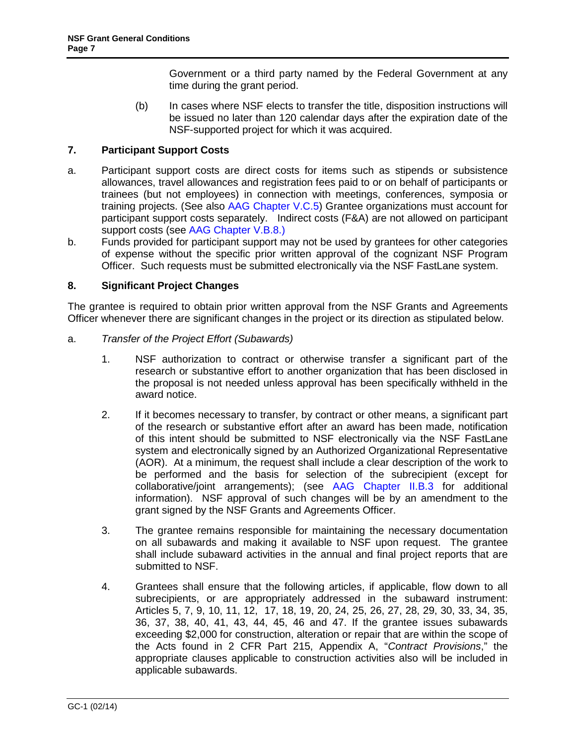Government or a third party named by the Federal Government at any time during the grant period.

(b) In cases where NSF elects to transfer the title, disposition instructions will be issued no later than 120 calendar days after the expiration date of the NSF-supported project for which it was acquired.

## 7. Participant Support Costs

a. Participant support costs are direct costs for items such as stipends or subsistence allowances, travel allowances and registration fees paid to or on behalf of participants or trainees (but not employees) in connection with meetings, conferences, symposia or training projects. (See also AAG Chapter V.C.5) Grantee organizations must account for participant support costs separately. Indirect costs (F&A) are not allowed on participant support costs (see AAG Chapter V.B.8.)

b. Funds provided for participant support may not be used by grantees for other categories of expense without the specific prior written approval of the cognizant NSF Program Officer. Such requests must be submitted electronically via the NSF FastLane system.

## 8. Significant Project Changes

The grantee is required to obtain prior written approval from the NSF Grants and Agreements Officer whenever there are significant changes in the project or its direction as stipulated below.

a. *Transfer of the Project Effort (Subawards)*

1. NSF authorization to contract or otherwise transfer a significant part of the research or substantive effort to another organization that has been disclosed in the proposal is not needed unless approval has been specifically withheld in the award notice.

2. If it becomes necessary to transfer, by contract or other means, a significant part of the research or substantive effort after an award has been made, notification of this intent should be submitted to NSF electronically via the NSF FastLane system and electronically signed by an Authorized Organizational Representative (AOR). At a minimum, the request shall include a clear description of the work to be performed and the basis for selection of the subrecipient (except for collaborative/joint arrangements); (see AAG Chapter II.B.3 for additional information). NSF approval of such changes will be by an amendment to the grant signed by the NSF Grants and Agreements Officer.

3. The grantee remains responsible for maintaining the necessary documentation on all subawards and making it available to NSF upon request. The grantee shall include subaward activities in the annual and final project reports that are submitted to NSF.

4. Grantees shall ensure that the following articles, if applicable, flow down to all subrecipients, or are appropriately addressed in the subaward instrument: Articles 5, 7, 9, 10, 11, 12, 17, 18, 19, 20, 24, 25, 26, 27, 28, 29, 30, 33, 34, 35, 36, 37, 38, 40, 41, 43, 44, 45, 46 and 47. If the grantee issues subawards exceeding $2,000 for construction, alteration or repair that are within the scope of the Acts found in 2 CFR Part 215, Appendix A, "*Contract Provisions*," the appropriate clauses applicable to construction activities also will be included in applicable subawards.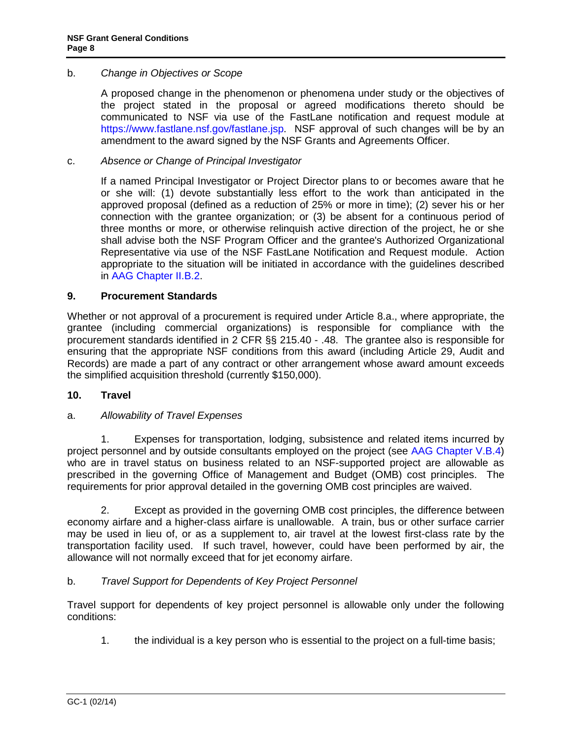b. *Change in Objectives or Scope*

A proposed change in the phenomenon or phenomena under study or the objectives of the project stated in the proposal or agreed modifications thereto should be communicated to NSF via use of the FastLane notification and request module at https://www.fastlane.nsf.gov/fastlane.jsp. NSF approval of such changes will be by an amendment to the award signed by the NSF Grants and Agreements Officer.

c. *Absence or Change of Principal Investigator*

If a named Principal Investigator or Project Director plans to or becomes aware that he or she will: (1) devote substantially less effort to the work than anticipated in the approved proposal (defined as a reduction of 25% or more in time); (2) sever his or her connection with the grantee organization; or (3) be absent for a continuous period of three months or more, or otherwise relinquish active direction of the project, he or she shall advise both the NSF Program Officer and the grantee's Authorized Organizational Representative via use of the NSF FastLane Notification and Request module. Action appropriate to the situation will be initiated in accordance with the guidelines described in AAG Chapter II.B.2.

## 9. Procurement Standards

Whether or not approval of a procurement is required under Article 8.a., where appropriate, the grantee (including commercial organizations) is responsible for compliance with the procurement standards identified in 2 CFR §§ 215.40 - .48. The grantee also is responsible for ensuring that the appropriate NSF conditions from this award (including Article 29, Audit and Records) are made a part of any contract or other arrangement whose award amount exceeds the simplified acquisition threshold (currently $150,000).

## 10. Travel

a. *Allowability of Travel Expenses*

1. Expenses for transportation, lodging, subsistence and related items incurred by project personnel and by outside consultants employed on the project (see AAG Chapter V.B.4) who are in travel status on business related to an NSF-supported project are allowable as prescribed in the governing Office of Management and Budget (OMB) cost principles. The requirements for prior approval detailed in the governing OMB cost principles are waived.

2. Except as provided in the governing OMB cost principles, the difference between economy airfare and a higher-class airfare is unallowable. A train, bus or other surface carrier may be used in lieu of, or as a supplement to, air travel at the lowest first-class rate by the transportation facility used. If such travel, however, could have been performed by air, the allowance will not normally exceed that for jet economy airfare.

b. *Travel Support for Dependents of Key Project Personnel*

Travel support for dependents of key project personnel is allowable only under the following conditions:

1. the individual is a key person who is essential to the project on a full-time basis;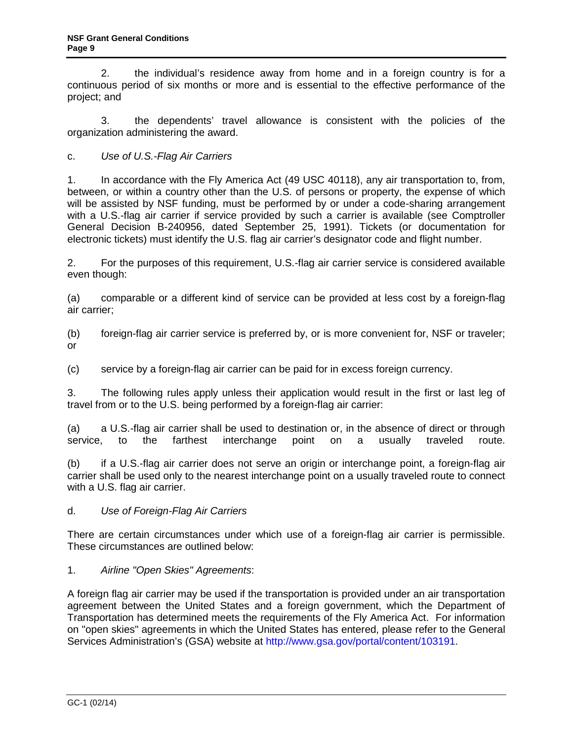2. the individual's residence away from home and in a foreign country is for a continuous period of six months or more and is essential to the effective performance of the project; and

3. the dependents' travel allowance is consistent with the policies of the organization administering the award.

c. *Use of U.S.-Flag Air Carriers*

1. In accordance with the Fly America Act (49 USC 40118), any air transportation to, from, between, or within a country other than the U.S. of persons or property, the expense of which will be assisted by NSF funding, must be performed by or under a code-sharing arrangement with a U.S.-flag air carrier if service provided by such a carrier is available (see Comptroller General Decision B-240956, dated September 25, 1991). Tickets (or documentation for electronic tickets) must identify the U.S. flag air carrier's designator code and flight number.

2. For the purposes of this requirement, U.S.-flag air carrier service is considered available even though:

(a) comparable or a different kind of service can be provided at less cost by a foreign-flag air carrier;

(b) foreign-flag air carrier service is preferred by, or is more convenient for, NSF or traveler; or

(c) service by a foreign-flag air carrier can be paid for in excess foreign currency.

3. The following rules apply unless their application would result in the first or last leg of travel from or to the U.S. being performed by a foreign-flag air carrier:

(a) a U.S.-flag air carrier shall be used to destination or, in the absence of direct or through service, to the farthest interchange point on a usually traveled route.

(b) if a U.S.-flag air carrier does not serve an origin or interchange point, a foreign-flag air carrier shall be used only to the nearest interchange point on a usually traveled route to connect with a U.S. flag air carrier.

d. *Use of Foreign-Flag Air Carriers*

There are certain circumstances under which use of a foreign-flag air carrier is permissible. These circumstances are outlined below:

1. *Airline "Open Skies" Agreements*:

A foreign flag air carrier may be used if the transportation is provided under an air transportation agreement between the United States and a foreign government, which the Department of Transportation has determined meets the requirements of the Fly America Act. For information on "open skies" agreements in which the United States has entered, please refer to the General Services Administration's (GSA) website at http://www.gsa.gov/portal/content/103191.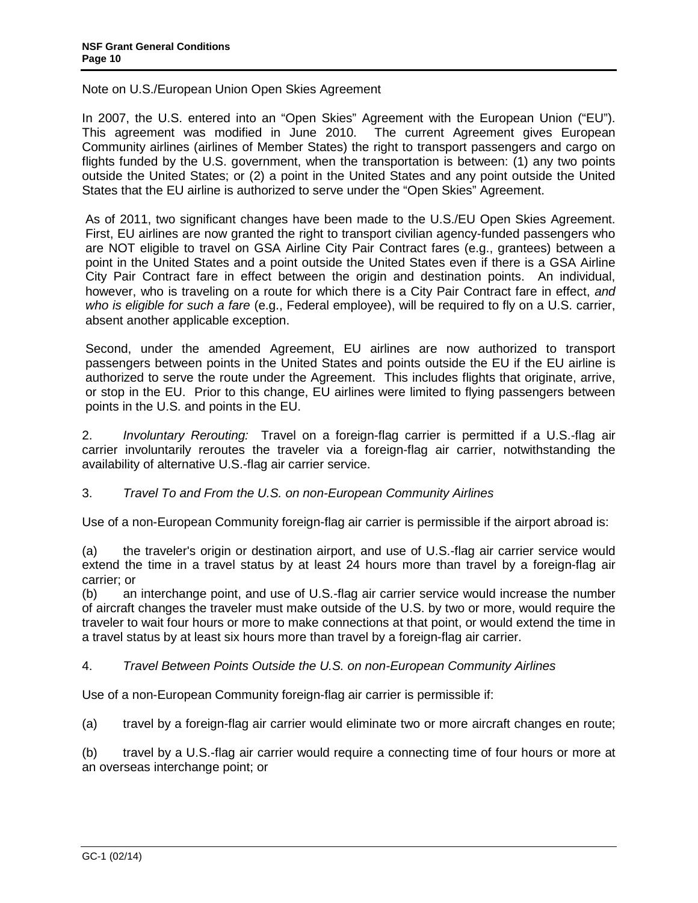Note on U.S./European Union Open Skies Agreement

In 2007, the U.S. entered into an "Open Skies" Agreement with the European Union ("EU"). This agreement was modified in June 2010. The current Agreement gives European Community airlines (airlines of Member States) the right to transport passengers and cargo on flights funded by the U.S. government, when the transportation is between: (1) any two points outside the United States; or (2) a point in the United States and any point outside the United States that the EU airline is authorized to serve under the "Open Skies" Agreement.

As of 2011, two significant changes have been made to the U.S./EU Open Skies Agreement. First, EU airlines are now granted the right to transport civilian agency-funded passengers who are NOT eligible to travel on GSA Airline City Pair Contract fares (e.g., grantees) between a point in the United States and a point outside the United States even if there is a GSA Airline City Pair Contract fare in effect between the origin and destination points. An individual, however, who is traveling on a route for which there is a City Pair Contract fare in effect, *and who is eligible for such a fare* (e.g., Federal employee), will be required to fly on a U.S. carrier, absent another applicable exception.

Second, under the amended Agreement, EU airlines are now authorized to transport passengers between points in the United States and points outside the EU if the EU airline is authorized to serve the route under the Agreement. This includes flights that originate, arrive, or stop in the EU. Prior to this change, EU airlines were limited to flying passengers between points in the U.S. and points in the EU.

2. *Involuntary Rerouting:* Travel on a foreign-flag carrier is permitted if a U.S.-flag air carrier involuntarily reroutes the traveler via a foreign-flag air carrier, notwithstanding the availability of alternative U.S.-flag air carrier service.

3. *Travel To and From the U.S. on non-European Community Airlines*

Use of a non-European Community foreign-flag air carrier is permissible if the airport abroad is:

(a) the traveler's origin or destination airport, and use of U.S.-flag air carrier service would extend the time in a travel status by at least 24 hours more than travel by a foreign-flag air carrier; or
(b) an interchange point, and use of U.S.-flag air carrier service would increase the number of aircraft changes the traveler must make outside of the U.S. by two or more, would require the traveler to wait four hours or more to make connections at that point, or would extend the time in a travel status by at least six hours more than travel by a foreign-flag air carrier.

4. *Travel Between Points Outside the U.S. on non-European Community Airlines*

Use of a non-European Community foreign-flag air carrier is permissible if:

(a) travel by a foreign-flag air carrier would eliminate two or more aircraft changes en route;

(b) travel by a U.S.-flag air carrier would require a connecting time of four hours or more at an overseas interchange point; or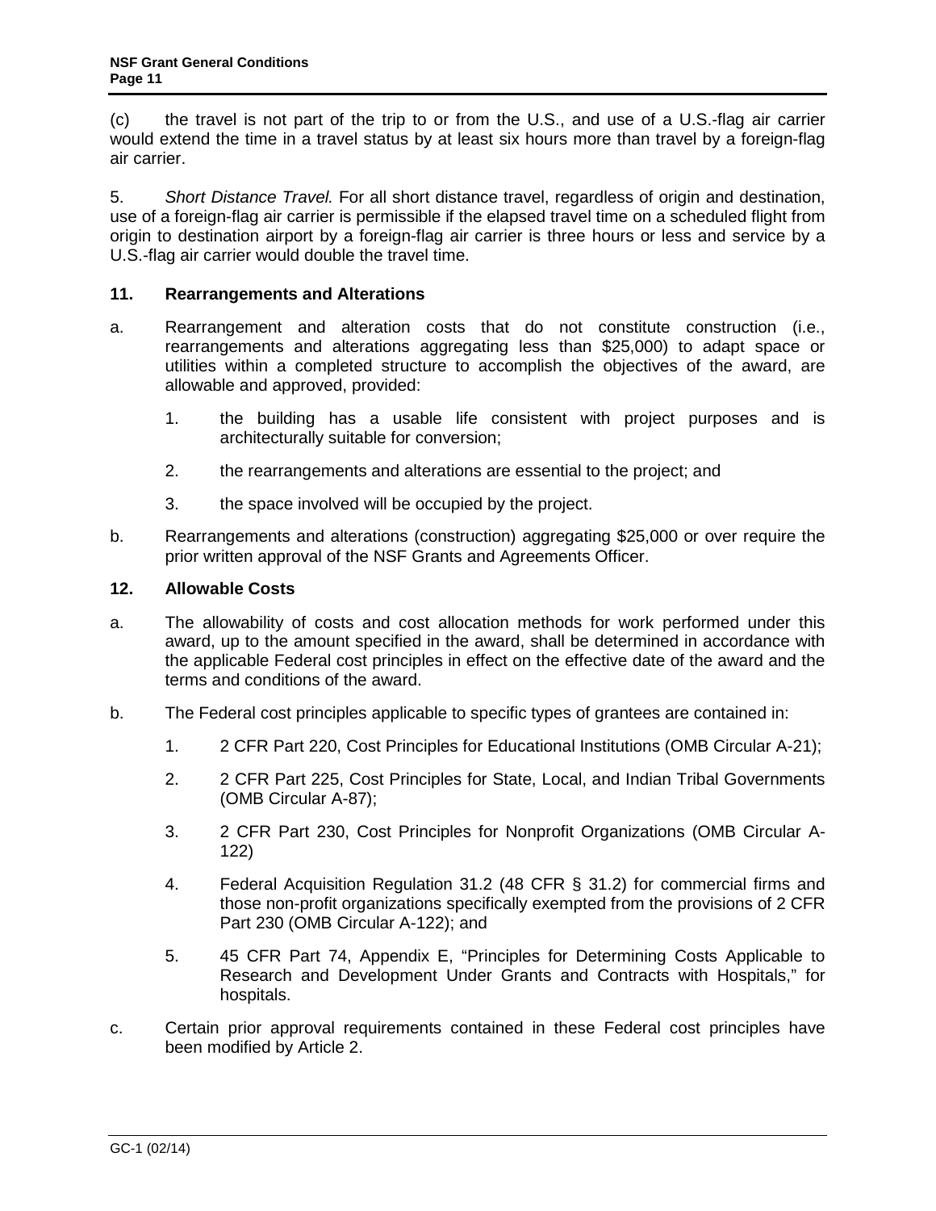(c) the travel is not part of the trip to or from the U.S., and use of a U.S.-flag air carrier would extend the time in a travel status by at least six hours more than travel by a foreign-flag air carrier.

5. *Short Distance Travel.* For all short distance travel, regardless of origin and destination, use of a foreign-flag air carrier is permissible if the elapsed travel time on a scheduled flight from origin to destination airport by a foreign-flag air carrier is three hours or less and service by a U.S.-flag air carrier would double the travel time.

## 11. Rearrangements and Alterations

a. Rearrangement and alteration costs that do not constitute construction (i.e., rearrangements and alterations aggregating less than $25,000) to adapt space or utilities within a completed structure to accomplish the objectives of the award, are allowable and approved, provided:

   1. the building has a usable life consistent with project purposes and is architecturally suitable for conversion;

   2. the rearrangements and alterations are essential to the project; and

   3. the space involved will be occupied by the project.

b. Rearrangements and alterations (construction) aggregating $25,000 or over require the prior written approval of the NSF Grants and Agreements Officer.

## 12. Allowable Costs

a. The allowability of costs and cost allocation methods for work performed under this award, up to the amount specified in the award, shall be determined in accordance with the applicable Federal cost principles in effect on the effective date of the award and the terms and conditions of the award.

b. The Federal cost principles applicable to specific types of grantees are contained in:

   1. 2 CFR Part 220, Cost Principles for Educational Institutions (OMB Circular A-21);

   2. 2 CFR Part 225, Cost Principles for State, Local, and Indian Tribal Governments (OMB Circular A-87);

   3. 2 CFR Part 230, Cost Principles for Nonprofit Organizations (OMB Circular A-122)

   4. Federal Acquisition Regulation 31.2 (48 CFR § 31.2) for commercial firms and those non-profit organizations specifically exempted from the provisions of 2 CFR Part 230 (OMB Circular A-122); and

   5. 45 CFR Part 74, Appendix E, "Principles for Determining Costs Applicable to Research and Development Under Grants and Contracts with Hospitals," for hospitals.

c. Certain prior approval requirements contained in these Federal cost principles have been modified by Article 2.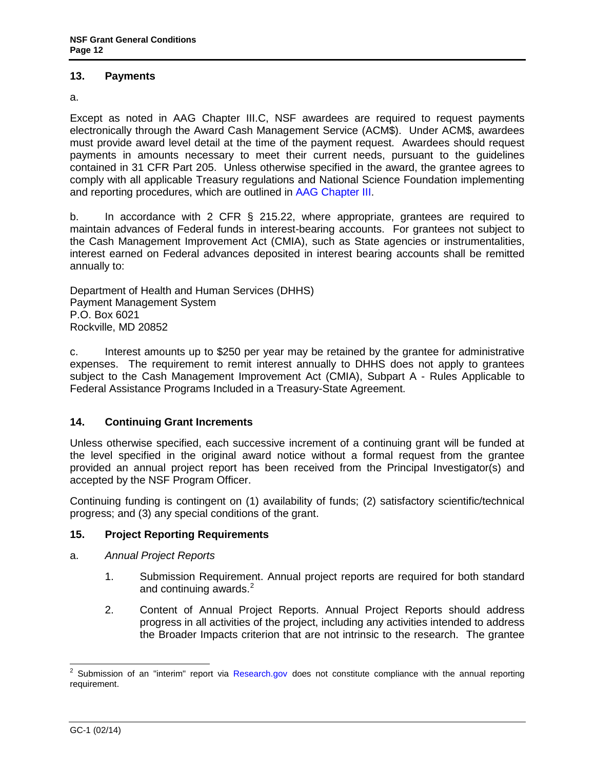## 13. Payments

a.

Except as noted in AAG Chapter III.C, NSF awardees are required to request payments electronically through the Award Cash Management Service (ACM$). Under ACM$, awardees must provide award level detail at the time of the payment request. Awardees should request payments in amounts necessary to meet their current needs, pursuant to the guidelines contained in 31 CFR Part 205. Unless otherwise specified in the award, the grantee agrees to comply with all applicable Treasury regulations and National Science Foundation implementing and reporting procedures, which are outlined in AAG Chapter III.

b. In accordance with 2 CFR § 215.22, where appropriate, grantees are required to maintain advances of Federal funds in interest-bearing accounts. For grantees not subject to the Cash Management Improvement Act (CMIA), such as State agencies or instrumentalities, interest earned on Federal advances deposited in interest bearing accounts shall be remitted annually to:

Department of Health and Human Services (DHHS)
Payment Management System
P.O. Box 6021
Rockville, MD 20852

c. Interest amounts up to $250 per year may be retained by the grantee for administrative expenses. The requirement to remit interest annually to DHHS does not apply to grantees subject to the Cash Management Improvement Act (CMIA), Subpart A - Rules Applicable to Federal Assistance Programs Included in a Treasury-State Agreement.

## 14. Continuing Grant Increments

Unless otherwise specified, each successive increment of a continuing grant will be funded at the level specified in the original award notice without a formal request from the grantee provided an annual project report has been received from the Principal Investigator(s) and accepted by the NSF Program Officer.

Continuing funding is contingent on (1) availability of funds; (2) satisfactory scientific/technical progress; and (3) any special conditions of the grant.

## 15. Project Reporting Requirements

a. *Annual Project Reports*

1. Submission Requirement. Annual project reports are required for both standard and continuing awards.[2]

2. Content of Annual Project Reports. Annual Project Reports should address progress in all activities of the project, including any activities intended to address the Broader Impacts criterion that are not intrinsic to the research. The grantee

---

[2] Submission of an "interim" report via Research.gov does not constitute compliance with the annual reporting requirement.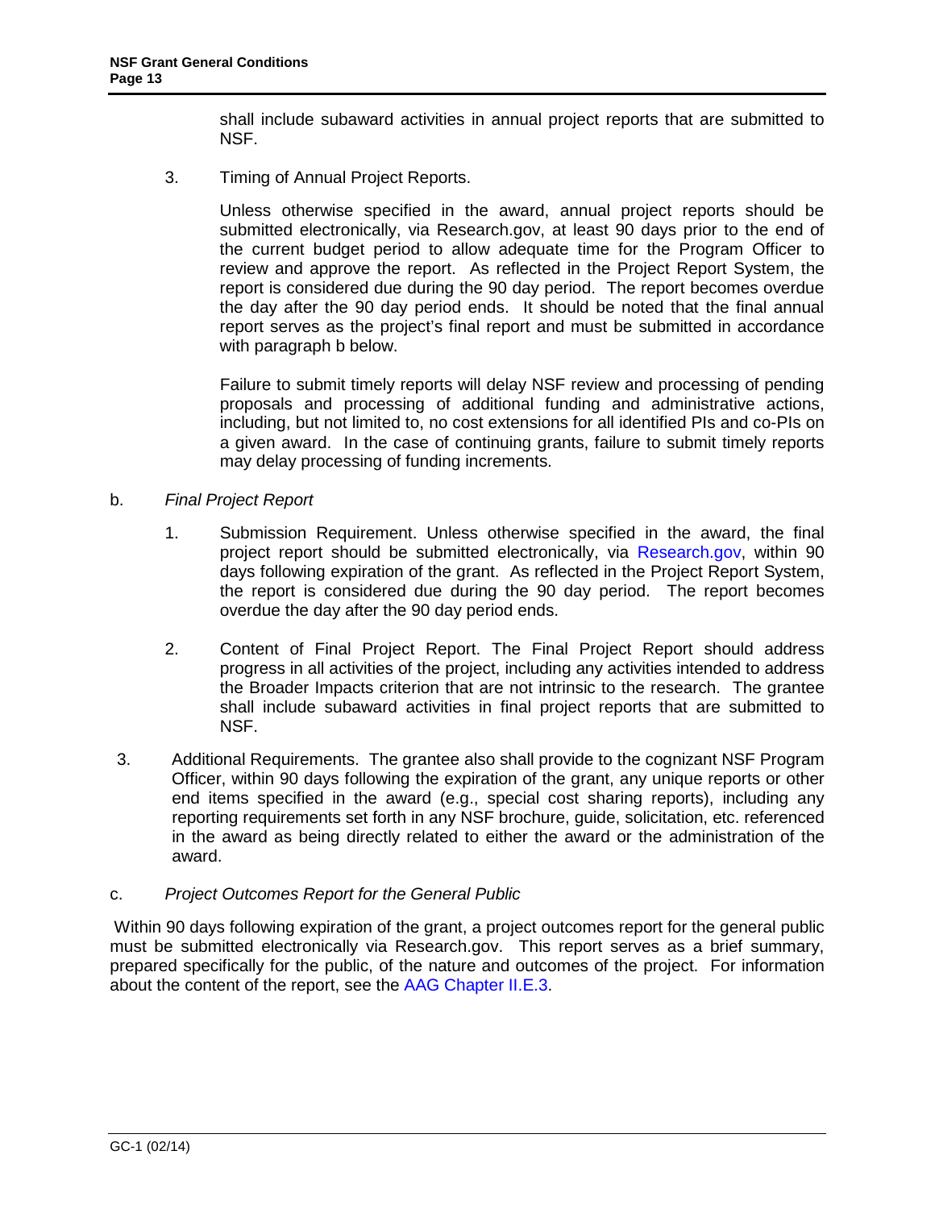shall include subaward activities in annual project reports that are submitted to NSF.

3. Timing of Annual Project Reports.

   Unless otherwise specified in the award, annual project reports should be submitted electronically, via Research.gov, at least 90 days prior to the end of the current budget period to allow adequate time for the Program Officer to review and approve the report. As reflected in the Project Report System, the report is considered due during the 90 day period. The report becomes overdue the day after the 90 day period ends. It should be noted that the final annual report serves as the project's final report and must be submitted in accordance with paragraph b below.

   Failure to submit timely reports will delay NSF review and processing of pending proposals and processing of additional funding and administrative actions, including, but not limited to, no cost extensions for all identified PIs and co-PIs on a given award. In the case of continuing grants, failure to submit timely reports may delay processing of funding increments.

b. *Final Project Report*

1. Submission Requirement. Unless otherwise specified in the award, the final project report should be submitted electronically, via Research.gov, within 90 days following expiration of the grant. As reflected in the Project Report System, the report is considered due during the 90 day period. The report becomes overdue the day after the 90 day period ends.

2. Content of Final Project Report. The Final Project Report should address progress in all activities of the project, including any activities intended to address the Broader Impacts criterion that are not intrinsic to the research. The grantee shall include subaward activities in final project reports that are submitted to NSF.

3. Additional Requirements. The grantee also shall provide to the cognizant NSF Program Officer, within 90 days following the expiration of the grant, any unique reports or other end items specified in the award (e.g., special cost sharing reports), including any reporting requirements set forth in any NSF brochure, guide, solicitation, etc. referenced in the award as being directly related to either the award or the administration of the award.

c. *Project Outcomes Report for the General Public*

Within 90 days following expiration of the grant, a project outcomes report for the general public must be submitted electronically via Research.gov. This report serves as a brief summary, prepared specifically for the public, of the nature and outcomes of the project. For information about the content of the report, see the AAG Chapter II.E.3.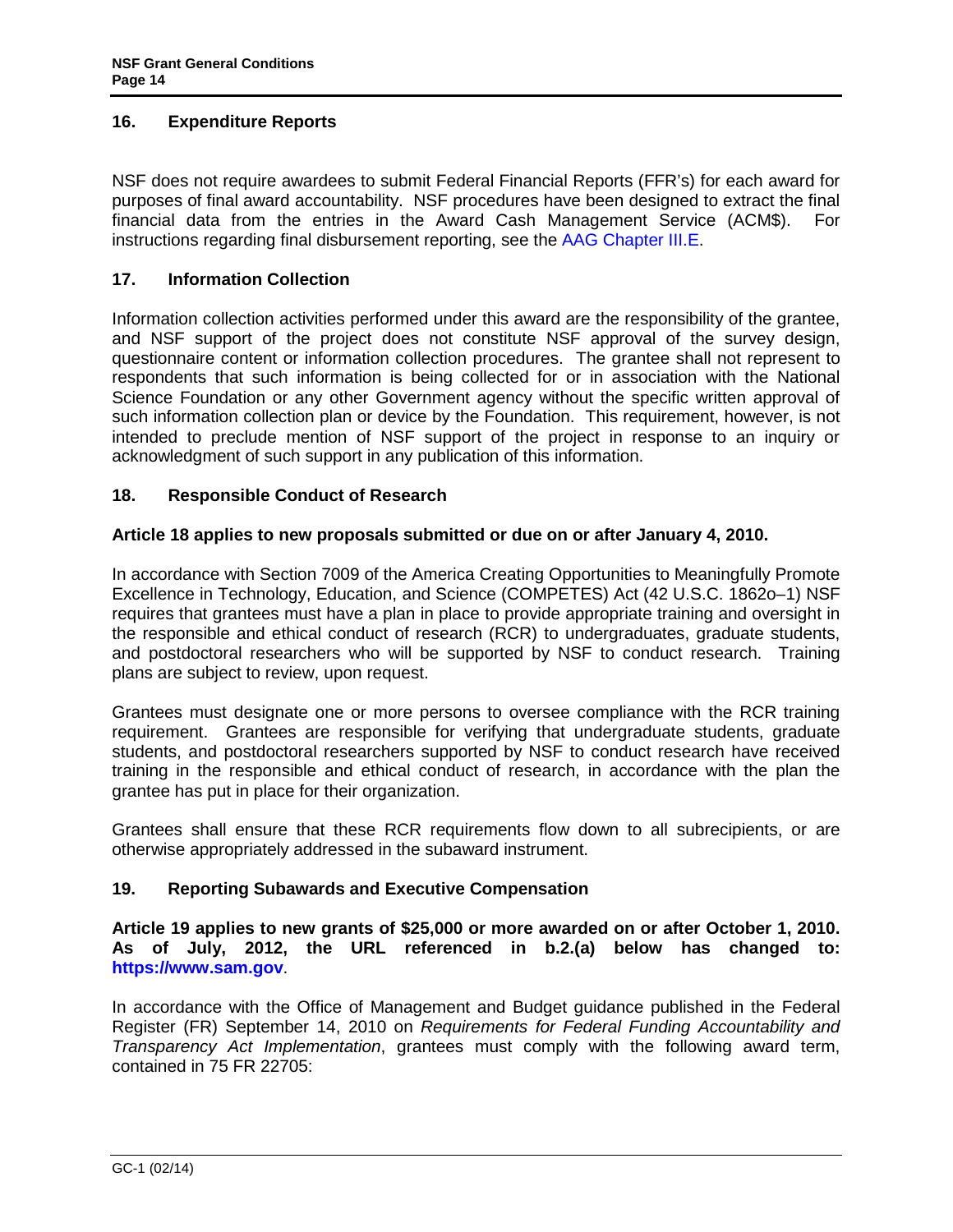## 16. Expenditure Reports

NSF does not require awardees to submit Federal Financial Reports (FFR's) for each award for purposes of final award accountability. NSF procedures have been designed to extract the final financial data from the entries in the Award Cash Management Service (ACM$). For instructions regarding final disbursement reporting, see the AAG Chapter III.E.

## 17. Information Collection

Information collection activities performed under this award are the responsibility of the grantee, and NSF support of the project does not constitute NSF approval of the survey design, questionnaire content or information collection procedures. The grantee shall not represent to respondents that such information is being collected for or in association with the National Science Foundation or any other Government agency without the specific written approval of such information collection plan or device by the Foundation. This requirement, however, is not intended to preclude mention of NSF support of the project in response to an inquiry or acknowledgment of such support in any publication of this information.

## 18. Responsible Conduct of Research

**Article 18 applies to new proposals submitted or due on or after January 4, 2010.**

In accordance with Section 7009 of the America Creating Opportunities to Meaningfully Promote Excellence in Technology, Education, and Science (COMPETES) Act (42 U.S.C. 1862o–1) NSF requires that grantees must have a plan in place to provide appropriate training and oversight in the responsible and ethical conduct of research (RCR) to undergraduates, graduate students, and postdoctoral researchers who will be supported by NSF to conduct research. Training plans are subject to review, upon request.

Grantees must designate one or more persons to oversee compliance with the RCR training requirement. Grantees are responsible for verifying that undergraduate students, graduate students, and postdoctoral researchers supported by NSF to conduct research have received training in the responsible and ethical conduct of research, in accordance with the plan the grantee has put in place for their organization.

Grantees shall ensure that these RCR requirements flow down to all subrecipients, or are otherwise appropriately addressed in the subaward instrument.

## 19. Reporting Subawards and Executive Compensation

**Article 19 applies to new grants of $25,000 or more awarded on or after October 1, 2010. As of July, 2012, the URL referenced in b.2.(a) below has changed to: https://www.sam.gov.**

In accordance with the Office of Management and Budget guidance published in the Federal Register (FR) September 14, 2010 on *Requirements for Federal Funding Accountability and Transparency Act Implementation*, grantees must comply with the following award term, contained in 75 FR 22705: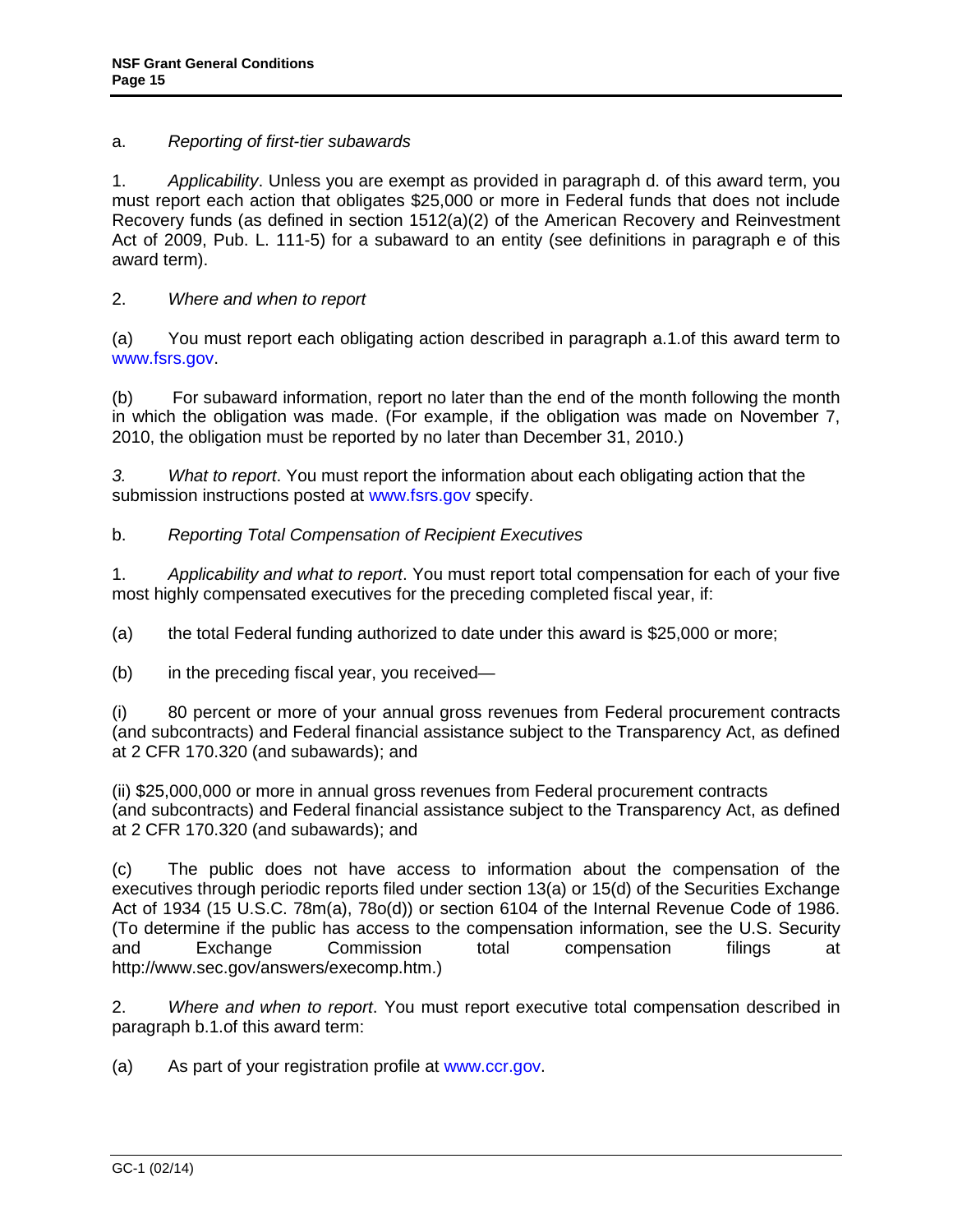a. *Reporting of first-tier subawards*

1. *Applicability*. Unless you are exempt as provided in paragraph d. of this award term, you must report each action that obligates $25,000 or more in Federal funds that does not include Recovery funds (as defined in section 1512(a)(2) of the American Recovery and Reinvestment Act of 2009, Pub. L. 111-5) for a subaward to an entity (see definitions in paragraph e of this award term).

2. *Where and when to report*

(a) You must report each obligating action described in paragraph a.1.of this award term to www.fsrs.gov.

(b) For subaward information, report no later than the end of the month following the month in which the obligation was made. (For example, if the obligation was made on November 7, 2010, the obligation must be reported by no later than December 31, 2010.)

*3.* *What to report*. You must report the information about each obligating action that the submission instructions posted at www.fsrs.gov specify.

b. *Reporting Total Compensation of Recipient Executives*

1. *Applicability and what to report*. You must report total compensation for each of your five most highly compensated executives for the preceding completed fiscal year, if:

(a) the total Federal funding authorized to date under this award is $25,000 or more;

(b) in the preceding fiscal year, you received—

(i) 80 percent or more of your annual gross revenues from Federal procurement contracts (and subcontracts) and Federal financial assistance subject to the Transparency Act, as defined at 2 CFR 170.320 (and subawards); and

(ii) $25,000,000 or more in annual gross revenues from Federal procurement contracts (and subcontracts) and Federal financial assistance subject to the Transparency Act, as defined at 2 CFR 170.320 (and subawards); and

(c) The public does not have access to information about the compensation of the executives through periodic reports filed under section 13(a) or 15(d) of the Securities Exchange Act of 1934 (15 U.S.C. 78m(a), 78o(d)) or section 6104 of the Internal Revenue Code of 1986. (To determine if the public has access to the compensation information, see the U.S. Security and Exchange Commission total compensation filings at http://www.sec.gov/answers/execomp.htm.)

2. *Where and when to report*. You must report executive total compensation described in paragraph b.1.of this award term:

(a) As part of your registration profile at www.ccr.gov.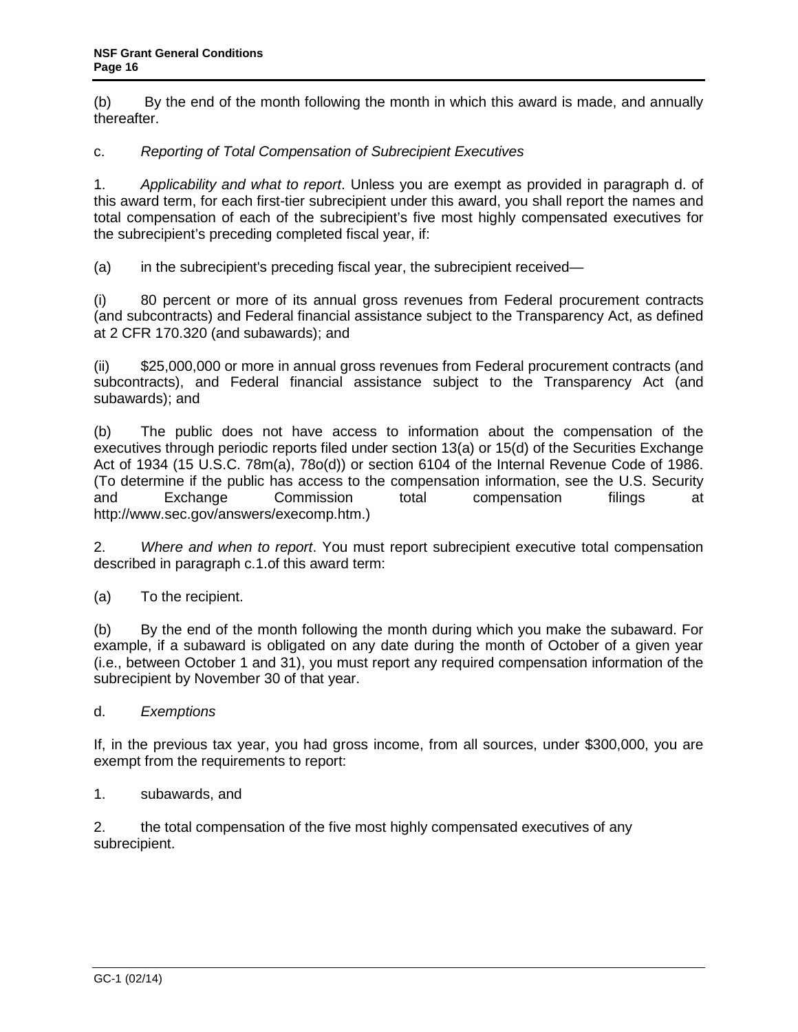(b) By the end of the month following the month in which this award is made, and annually thereafter.

c. *Reporting of Total Compensation of Subrecipient Executives*

1. *Applicability and what to report*. Unless you are exempt as provided in paragraph d. of this award term, for each first-tier subrecipient under this award, you shall report the names and total compensation of each of the subrecipient's five most highly compensated executives for the subrecipient's preceding completed fiscal year, if:

(a) in the subrecipient's preceding fiscal year, the subrecipient received—

(i) 80 percent or more of its annual gross revenues from Federal procurement contracts (and subcontracts) and Federal financial assistance subject to the Transparency Act, as defined at 2 CFR 170.320 (and subawards); and

(ii) $25,000,000 or more in annual gross revenues from Federal procurement contracts (and subcontracts), and Federal financial assistance subject to the Transparency Act (and subawards); and

(b) The public does not have access to information about the compensation of the executives through periodic reports filed under section 13(a) or 15(d) of the Securities Exchange Act of 1934 (15 U.S.C. 78m(a), 78o(d)) or section 6104 of the Internal Revenue Code of 1986. (To determine if the public has access to the compensation information, see the U.S. Security and Exchange Commission total compensation filings at http://www.sec.gov/answers/execomp.htm.)

2. *Where and when to report*. You must report subrecipient executive total compensation described in paragraph c.1.of this award term:

(a) To the recipient.

(b) By the end of the month following the month during which you make the subaward. For example, if a subaward is obligated on any date during the month of October of a given year (i.e., between October 1 and 31), you must report any required compensation information of the subrecipient by November 30 of that year.

d. *Exemptions*

If, in the previous tax year, you had gross income, from all sources, under $300,000, you are exempt from the requirements to report:

1. subawards, and

2. the total compensation of the five most highly compensated executives of any subrecipient.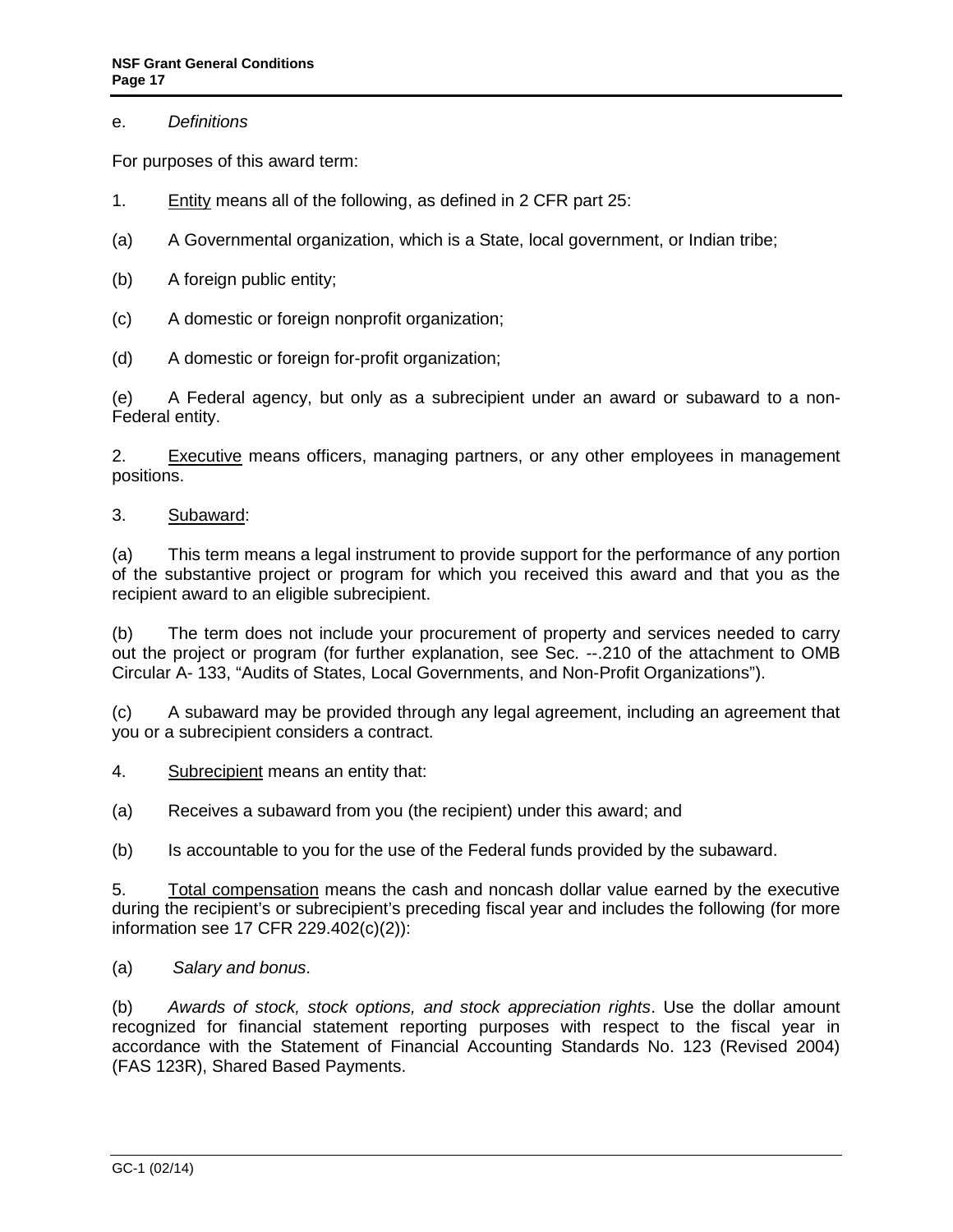e. *Definitions*

For purposes of this award term:

1. Entity means all of the following, as defined in 2 CFR part 25:

(a) A Governmental organization, which is a State, local government, or Indian tribe;

(b) A foreign public entity;

(c) A domestic or foreign nonprofit organization;

(d) A domestic or foreign for-profit organization;

(e) A Federal agency, but only as a subrecipient under an award or subaward to a non-Federal entity.

2. Executive means officers, managing partners, or any other employees in management positions.

3. Subaward:

(a) This term means a legal instrument to provide support for the performance of any portion of the substantive project or program for which you received this award and that you as the recipient award to an eligible subrecipient.

(b) The term does not include your procurement of property and services needed to carry out the project or program (for further explanation, see Sec. --.210 of the attachment to OMB Circular A- 133, "Audits of States, Local Governments, and Non-Profit Organizations").

(c) A subaward may be provided through any legal agreement, including an agreement that you or a subrecipient considers a contract.

4. Subrecipient means an entity that:

(a) Receives a subaward from you (the recipient) under this award; and

(b) Is accountable to you for the use of the Federal funds provided by the subaward.

5. Total compensation means the cash and noncash dollar value earned by the executive during the recipient's or subrecipient's preceding fiscal year and includes the following (for more information see 17 CFR 229.402(c)(2)):

(a) *Salary and bonus*.

(b) *Awards of stock, stock options, and stock appreciation rights*. Use the dollar amount recognized for financial statement reporting purposes with respect to the fiscal year in accordance with the Statement of Financial Accounting Standards No. 123 (Revised 2004) (FAS 123R), Shared Based Payments.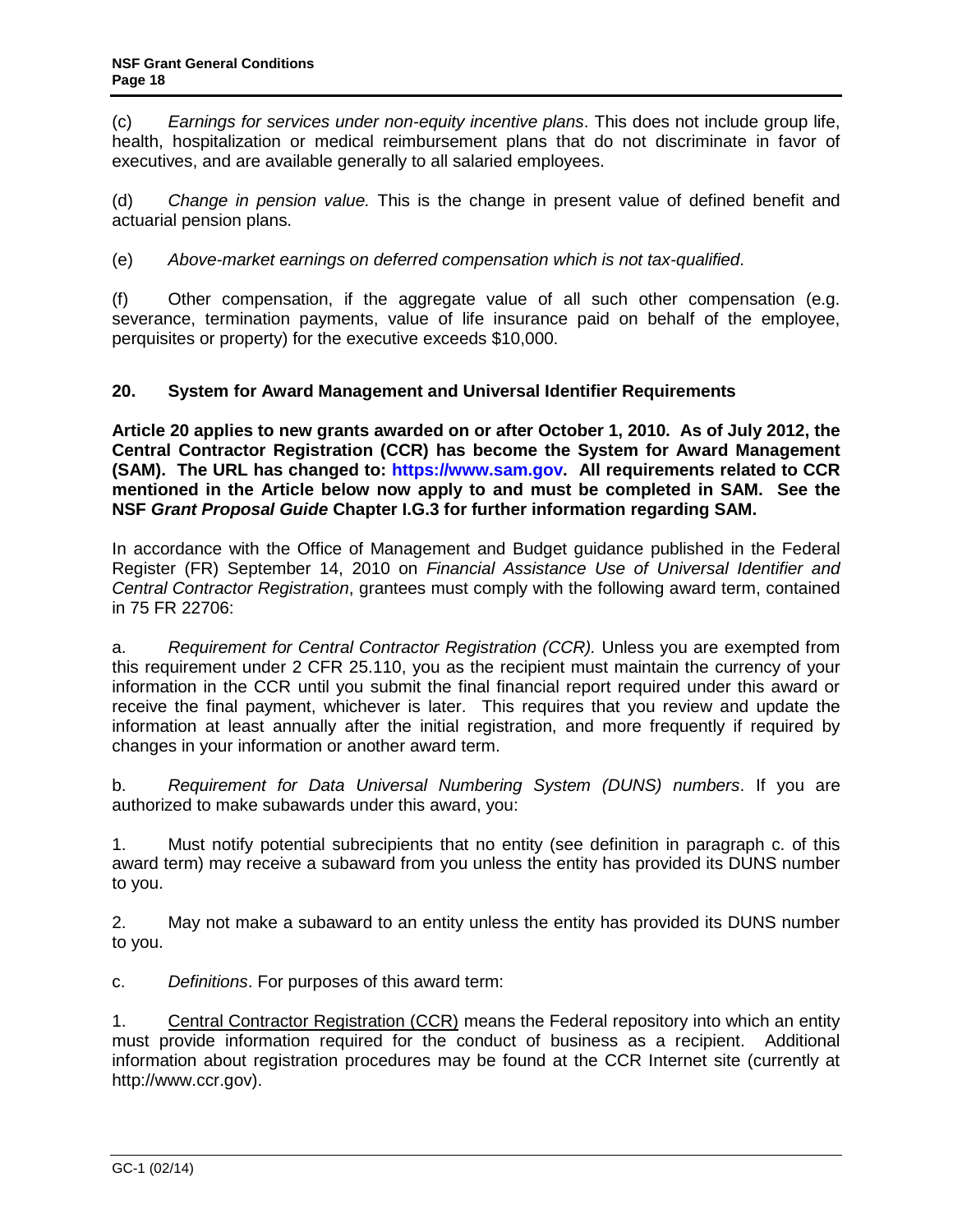(c) *Earnings for services under non-equity incentive plans*. This does not include group life, health, hospitalization or medical reimbursement plans that do not discriminate in favor of executives, and are available generally to all salaried employees.

(d) *Change in pension value.* This is the change in present value of defined benefit and actuarial pension plans.

(e) *Above-market earnings on deferred compensation which is not tax-qualified*.

(f) Other compensation, if the aggregate value of all such other compensation (e.g. severance, termination payments, value of life insurance paid on behalf of the employee, perquisites or property) for the executive exceeds $10,000.

## 20. System for Award Management and Universal Identifier Requirements

**Article 20 applies to new grants awarded on or after October 1, 2010. As of July 2012, the Central Contractor Registration (CCR) has become the System for Award Management (SAM). The URL has changed to: https://www.sam.gov. All requirements related to CCR mentioned in the Article below now apply to and must be completed in SAM. See the NSF *Grant Proposal Guide* Chapter I.G.3 for further information regarding SAM.**

In accordance with the Office of Management and Budget guidance published in the Federal Register (FR) September 14, 2010 on *Financial Assistance Use of Universal Identifier and Central Contractor Registration*, grantees must comply with the following award term, contained in 75 FR 22706:

a. *Requirement for Central Contractor Registration (CCR).* Unless you are exempted from this requirement under 2 CFR 25.110, you as the recipient must maintain the currency of your information in the CCR until you submit the final financial report required under this award or receive the final payment, whichever is later. This requires that you review and update the information at least annually after the initial registration, and more frequently if required by changes in your information or another award term.

b. *Requirement for Data Universal Numbering System (DUNS) numbers*. If you are authorized to make subawards under this award, you:

1. Must notify potential subrecipients that no entity (see definition in paragraph c. of this award term) may receive a subaward from you unless the entity has provided its DUNS number to you.

2. May not make a subaward to an entity unless the entity has provided its DUNS number to you.

c. *Definitions*. For purposes of this award term:

1. Central Contractor Registration (CCR) means the Federal repository into which an entity must provide information required for the conduct of business as a recipient. Additional information about registration procedures may be found at the CCR Internet site (currently at http://www.ccr.gov).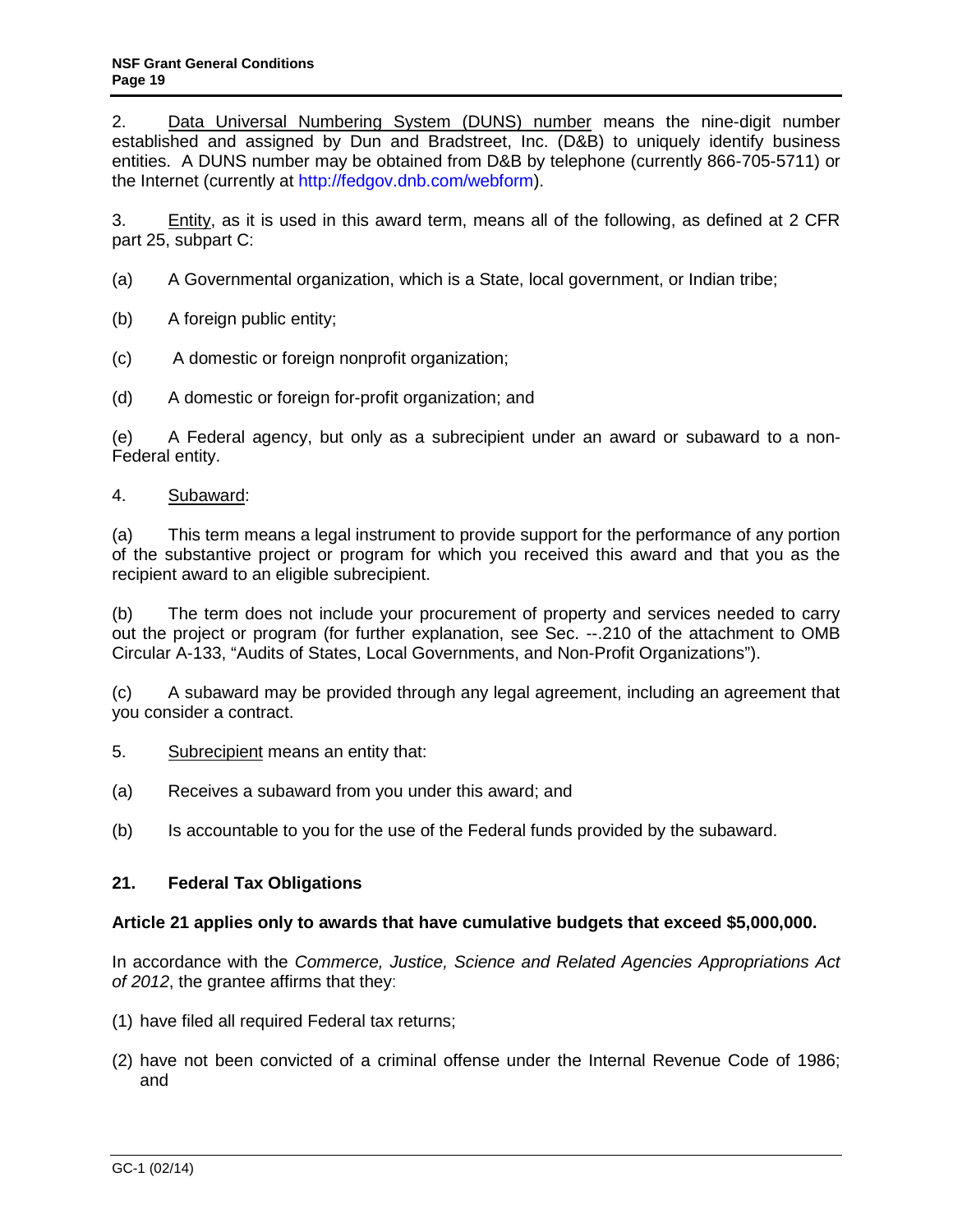2. Data Universal Numbering System (DUNS) number means the nine-digit number established and assigned by Dun and Bradstreet, Inc. (D&B) to uniquely identify business entities. A DUNS number may be obtained from D&B by telephone (currently 866-705-5711) or the Internet (currently at http://fedgov.dnb.com/webform).

3. Entity, as it is used in this award term, means all of the following, as defined at 2 CFR part 25, subpart C:

(a) A Governmental organization, which is a State, local government, or Indian tribe;

(b) A foreign public entity;

(c) A domestic or foreign nonprofit organization;

(d) A domestic or foreign for-profit organization; and

(e) A Federal agency, but only as a subrecipient under an award or subaward to a non-Federal entity.

4. Subaward:

(a) This term means a legal instrument to provide support for the performance of any portion of the substantive project or program for which you received this award and that you as the recipient award to an eligible subrecipient.

(b) The term does not include your procurement of property and services needed to carry out the project or program (for further explanation, see Sec. --.210 of the attachment to OMB Circular A-133, "Audits of States, Local Governments, and Non-Profit Organizations").

(c) A subaward may be provided through any legal agreement, including an agreement that you consider a contract.

5. Subrecipient means an entity that:

(a) Receives a subaward from you under this award; and

(b) Is accountable to you for the use of the Federal funds provided by the subaward.

## 21. Federal Tax Obligations

**Article 21 applies only to awards that have cumulative budgets that exceed $5,000,000.**

In accordance with the *Commerce, Justice, Science and Related Agencies Appropriations Act of 2012*, the grantee affirms that they:

(1) have filed all required Federal tax returns;

(2) have not been convicted of a criminal offense under the Internal Revenue Code of 1986; and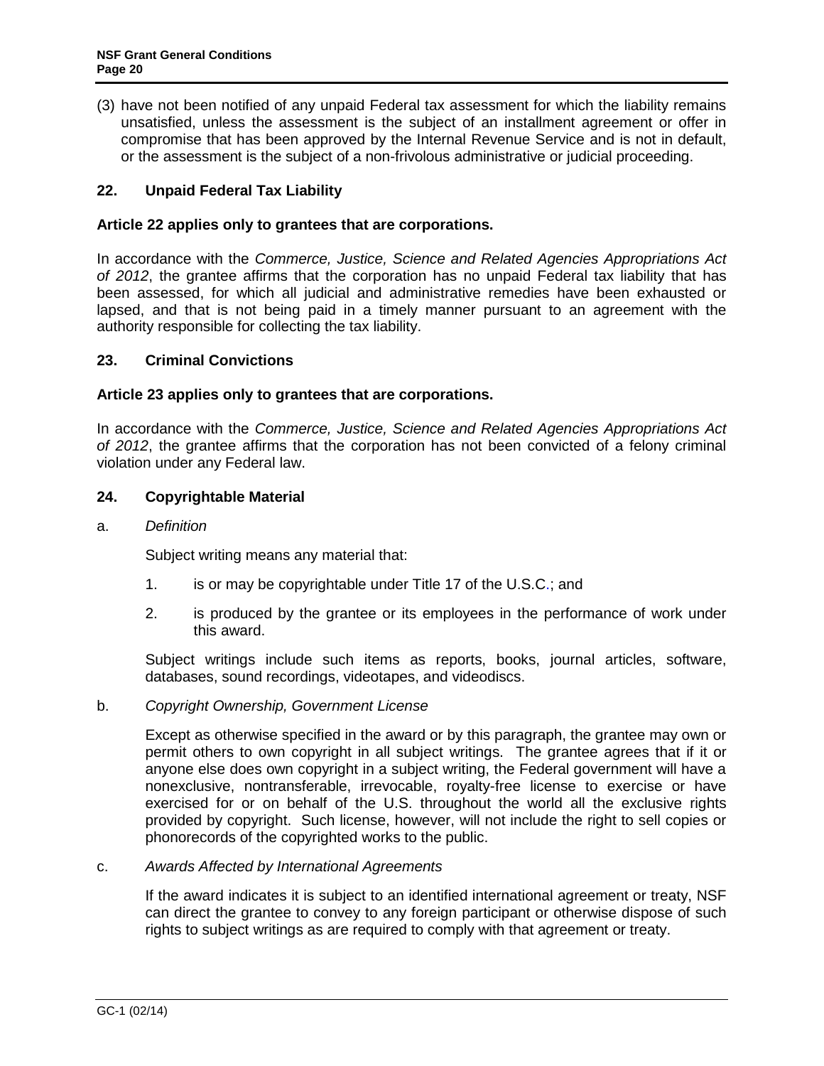(3) have not been notified of any unpaid Federal tax assessment for which the liability remains unsatisfied, unless the assessment is the subject of an installment agreement or offer in compromise that has been approved by the Internal Revenue Service and is not in default, or the assessment is the subject of a non-frivolous administrative or judicial proceeding.

## 22. Unpaid Federal Tax Liability

**Article 22 applies only to grantees that are corporations.**

In accordance with the *Commerce, Justice, Science and Related Agencies Appropriations Act of 2012*, the grantee affirms that the corporation has no unpaid Federal tax liability that has been assessed, for which all judicial and administrative remedies have been exhausted or lapsed, and that is not being paid in a timely manner pursuant to an agreement with the authority responsible for collecting the tax liability.

## 23. Criminal Convictions

**Article 23 applies only to grantees that are corporations.**

In accordance with the *Commerce, Justice, Science and Related Agencies Appropriations Act of 2012*, the grantee affirms that the corporation has not been convicted of a felony criminal violation under any Federal law.

## 24. Copyrightable Material

a. *Definition*

Subject writing means any material that:

1. is or may be copyrightable under Title 17 of the U.S.C.; and

2. is produced by the grantee or its employees in the performance of work under this award.

Subject writings include such items as reports, books, journal articles, software, databases, sound recordings, videotapes, and videodiscs.

b. *Copyright Ownership, Government License*

Except as otherwise specified in the award or by this paragraph, the grantee may own or permit others to own copyright in all subject writings. The grantee agrees that if it or anyone else does own copyright in a subject writing, the Federal government will have a nonexclusive, nontransferable, irrevocable, royalty-free license to exercise or have exercised for or on behalf of the U.S. throughout the world all the exclusive rights provided by copyright. Such license, however, will not include the right to sell copies or phonorecords of the copyrighted works to the public.

c. *Awards Affected by International Agreements*

If the award indicates it is subject to an identified international agreement or treaty, NSF can direct the grantee to convey to any foreign participant or otherwise dispose of such rights to subject writings as are required to comply with that agreement or treaty.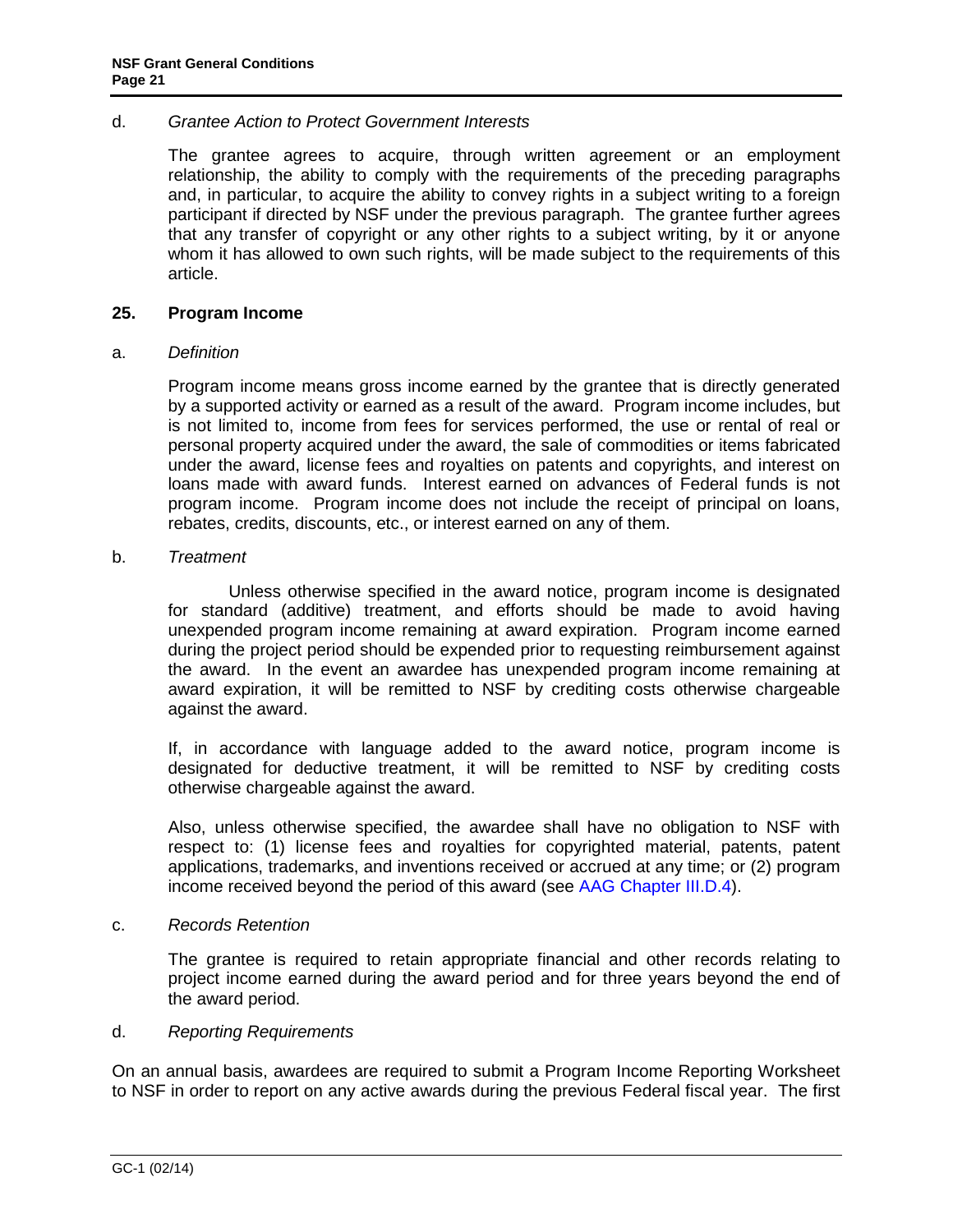d. *Grantee Action to Protect Government Interests*

The grantee agrees to acquire, through written agreement or an employment relationship, the ability to comply with the requirements of the preceding paragraphs and, in particular, to acquire the ability to convey rights in a subject writing to a foreign participant if directed by NSF under the previous paragraph. The grantee further agrees that any transfer of copyright or any other rights to a subject writing, by it or anyone whom it has allowed to own such rights, will be made subject to the requirements of this article.

## 25. Program Income

a. *Definition*

Program income means gross income earned by the grantee that is directly generated by a supported activity or earned as a result of the award. Program income includes, but is not limited to, income from fees for services performed, the use or rental of real or personal property acquired under the award, the sale of commodities or items fabricated under the award, license fees and royalties on patents and copyrights, and interest on loans made with award funds. Interest earned on advances of Federal funds is not program income. Program income does not include the receipt of principal on loans, rebates, credits, discounts, etc., or interest earned on any of them.

b. *Treatment*

Unless otherwise specified in the award notice, program income is designated for standard (additive) treatment, and efforts should be made to avoid having unexpended program income remaining at award expiration. Program income earned during the project period should be expended prior to requesting reimbursement against the award. In the event an awardee has unexpended program income remaining at award expiration, it will be remitted to NSF by crediting costs otherwise chargeable against the award.

If, in accordance with language added to the award notice, program income is designated for deductive treatment, it will be remitted to NSF by crediting costs otherwise chargeable against the award.

Also, unless otherwise specified, the awardee shall have no obligation to NSF with respect to: (1) license fees and royalties for copyrighted material, patents, patent applications, trademarks, and inventions received or accrued at any time; or (2) program income received beyond the period of this award (see AAG Chapter III.D.4).

c. *Records Retention*

The grantee is required to retain appropriate financial and other records relating to project income earned during the award period and for three years beyond the end of the award period.

d. *Reporting Requirements*

On an annual basis, awardees are required to submit a Program Income Reporting Worksheet to NSF in order to report on any active awards during the previous Federal fiscal year. The first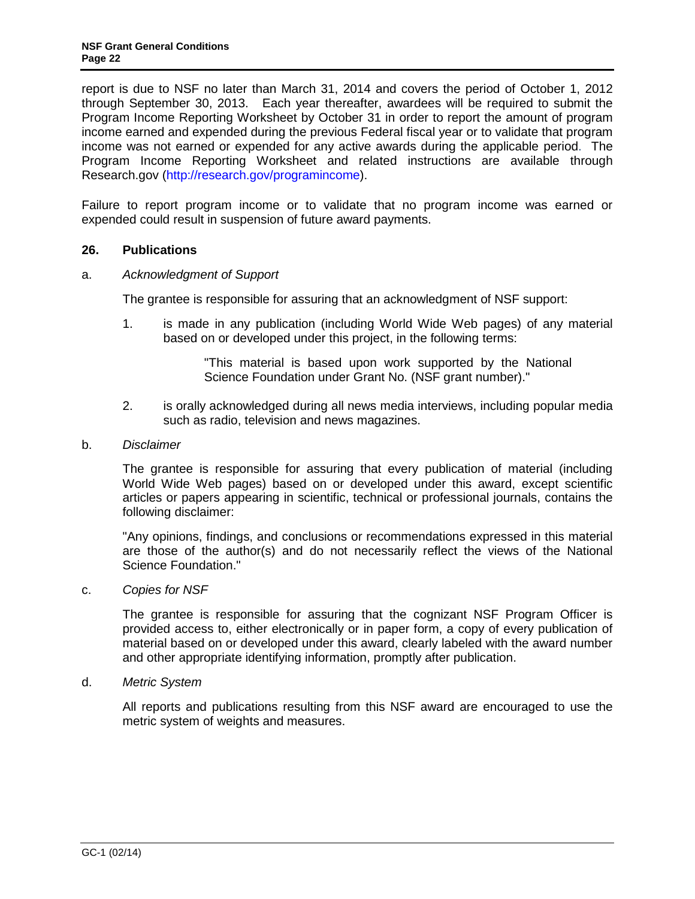report is due to NSF no later than March 31, 2014 and covers the period of October 1, 2012 through September 30, 2013. Each year thereafter, awardees will be required to submit the Program Income Reporting Worksheet by October 31 in order to report the amount of program income earned and expended during the previous Federal fiscal year or to validate that program income was not earned or expended for any active awards during the applicable period. The Program Income Reporting Worksheet and related instructions are available through Research.gov (http://research.gov/programincome).

Failure to report program income or to validate that no program income was earned or expended could result in suspension of future award payments.

## 26. Publications

a. *Acknowledgment of Support*

The grantee is responsible for assuring that an acknowledgment of NSF support:

1. is made in any publication (including World Wide Web pages) of any material based on or developed under this project, in the following terms:

   > "This material is based upon work supported by the National Science Foundation under Grant No. (NSF grant number)."

2. is orally acknowledged during all news media interviews, including popular media such as radio, television and news magazines.

b. *Disclaimer*

The grantee is responsible for assuring that every publication of material (including World Wide Web pages) based on or developed under this award, except scientific articles or papers appearing in scientific, technical or professional journals, contains the following disclaimer:

"Any opinions, findings, and conclusions or recommendations expressed in this material are those of the author(s) and do not necessarily reflect the views of the National Science Foundation."

c. *Copies for NSF*

The grantee is responsible for assuring that the cognizant NSF Program Officer is provided access to, either electronically or in paper form, a copy of every publication of material based on or developed under this award, clearly labeled with the award number and other appropriate identifying information, promptly after publication.

d. *Metric System*

All reports and publications resulting from this NSF award are encouraged to use the metric system of weights and measures.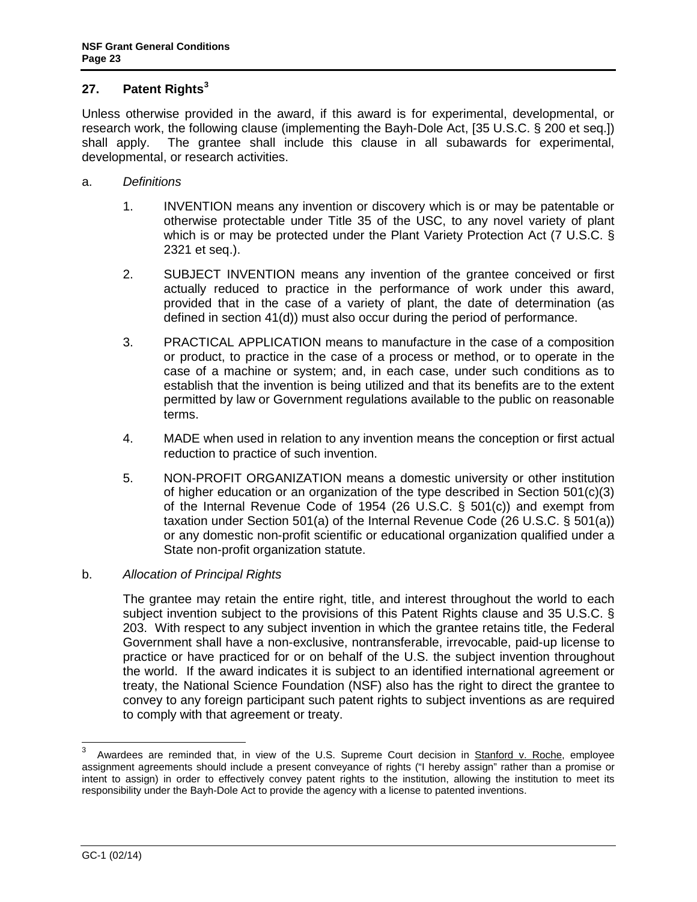## 27. Patent Rights[3]

Unless otherwise provided in the award, if this award is for experimental, developmental, or research work, the following clause (implementing the Bayh-Dole Act, [35 U.S.C. § 200 et seq.]) shall apply. The grantee shall include this clause in all subawards for experimental, developmental, or research activities.

a. *Definitions*

1. INVENTION means any invention or discovery which is or may be patentable or otherwise protectable under Title 35 of the USC, to any novel variety of plant which is or may be protected under the Plant Variety Protection Act (7 U.S.C. § 2321 et seq.).

2. SUBJECT INVENTION means any invention of the grantee conceived or first actually reduced to practice in the performance of work under this award, provided that in the case of a variety of plant, the date of determination (as defined in section 41(d)) must also occur during the period of performance.

3. PRACTICAL APPLICATION means to manufacture in the case of a composition or product, to practice in the case of a process or method, or to operate in the case of a machine or system; and, in each case, under such conditions as to establish that the invention is being utilized and that its benefits are to the extent permitted by law or Government regulations available to the public on reasonable terms.

4. MADE when used in relation to any invention means the conception or first actual reduction to practice of such invention.

5. NON-PROFIT ORGANIZATION means a domestic university or other institution of higher education or an organization of the type described in Section 501(c)(3) of the Internal Revenue Code of 1954 (26 U.S.C. § 501(c)) and exempt from taxation under Section 501(a) of the Internal Revenue Code (26 U.S.C. § 501(a)) or any domestic non-profit scientific or educational organization qualified under a State non-profit organization statute.

b. *Allocation of Principal Rights*

The grantee may retain the entire right, title, and interest throughout the world to each subject invention subject to the provisions of this Patent Rights clause and 35 U.S.C. § 203. With respect to any subject invention in which the grantee retains title, the Federal Government shall have a non-exclusive, nontransferable, irrevocable, paid-up license to practice or have practiced for or on behalf of the U.S. the subject invention throughout the world. If the award indicates it is subject to an identified international agreement or treaty, the National Science Foundation (NSF) also has the right to direct the grantee to convey to any foreign participant such patent rights to subject inventions as are required to comply with that agreement or treaty.

---

[3] Awardees are reminded that, in view of the U.S. Supreme Court decision in Stanford v. Roche, employee assignment agreements should include a present conveyance of rights ("I hereby assign" rather than a promise or intent to assign) in order to effectively convey patent rights to the institution, allowing the institution to meet its responsibility under the Bayh-Dole Act to provide the agency with a license to patented inventions.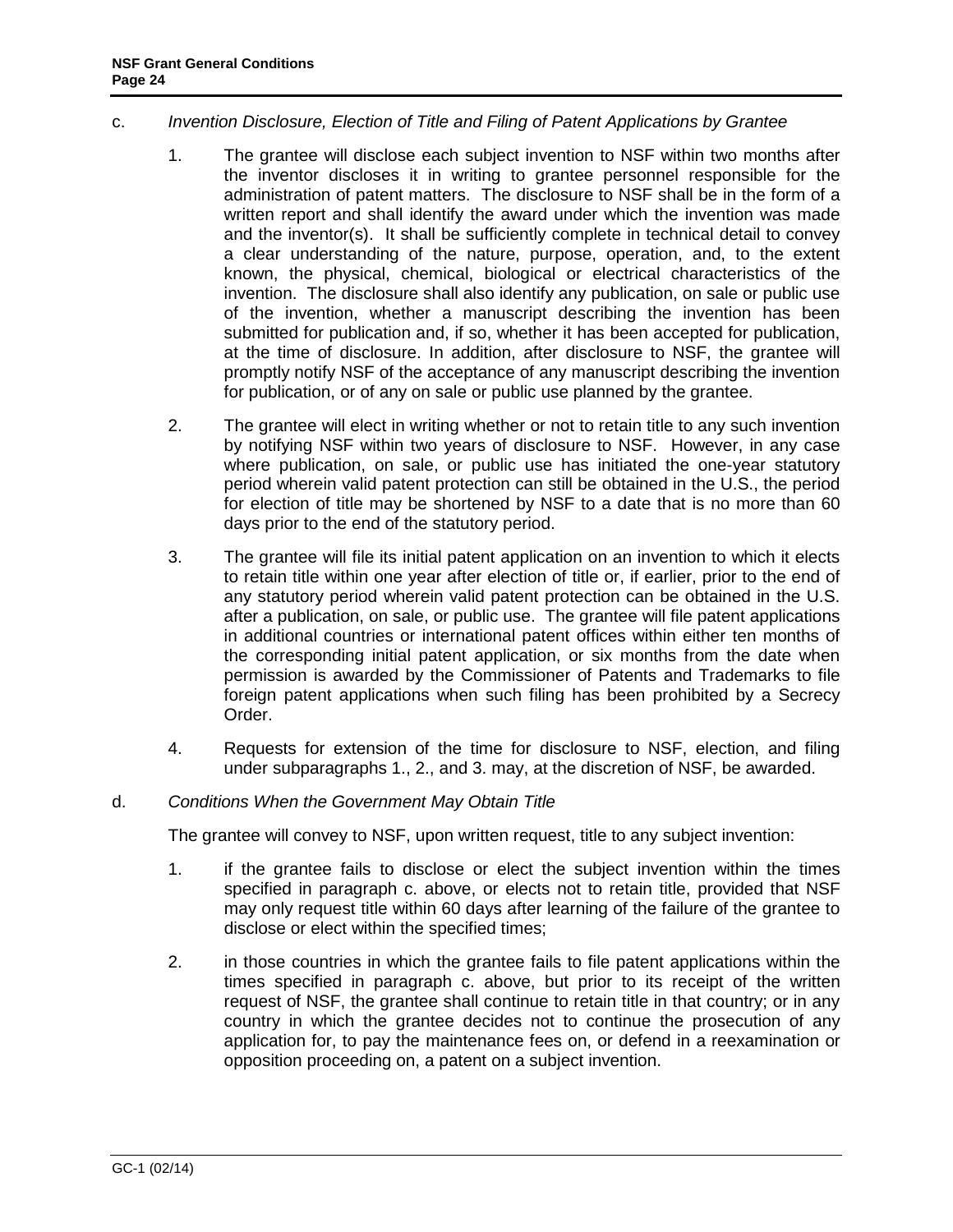c. *Invention Disclosure, Election of Title and Filing of Patent Applications by Grantee*

1. The grantee will disclose each subject invention to NSF within two months after the inventor discloses it in writing to grantee personnel responsible for the administration of patent matters. The disclosure to NSF shall be in the form of a written report and shall identify the award under which the invention was made and the inventor(s). It shall be sufficiently complete in technical detail to convey a clear understanding of the nature, purpose, operation, and, to the extent known, the physical, chemical, biological or electrical characteristics of the invention. The disclosure shall also identify any publication, on sale or public use of the invention, whether a manuscript describing the invention has been submitted for publication and, if so, whether it has been accepted for publication, at the time of disclosure. In addition, after disclosure to NSF, the grantee will promptly notify NSF of the acceptance of any manuscript describing the invention for publication, or of any on sale or public use planned by the grantee.

2. The grantee will elect in writing whether or not to retain title to any such invention by notifying NSF within two years of disclosure to NSF. However, in any case where publication, on sale, or public use has initiated the one-year statutory period wherein valid patent protection can still be obtained in the U.S., the period for election of title may be shortened by NSF to a date that is no more than 60 days prior to the end of the statutory period.

3. The grantee will file its initial patent application on an invention to which it elects to retain title within one year after election of title or, if earlier, prior to the end of any statutory period wherein valid patent protection can be obtained in the U.S. after a publication, on sale, or public use. The grantee will file patent applications in additional countries or international patent offices within either ten months of the corresponding initial patent application, or six months from the date when permission is awarded by the Commissioner of Patents and Trademarks to file foreign patent applications when such filing has been prohibited by a Secrecy Order.

4. Requests for extension of the time for disclosure to NSF, election, and filing under subparagraphs 1., 2., and 3. may, at the discretion of NSF, be awarded.

d. *Conditions When the Government May Obtain Title*

The grantee will convey to NSF, upon written request, title to any subject invention:

1. if the grantee fails to disclose or elect the subject invention within the times specified in paragraph c. above, or elects not to retain title, provided that NSF may only request title within 60 days after learning of the failure of the grantee to disclose or elect within the specified times;

2. in those countries in which the grantee fails to file patent applications within the times specified in paragraph c. above, but prior to its receipt of the written request of NSF, the grantee shall continue to retain title in that country; or in any country in which the grantee decides not to continue the prosecution of any application for, to pay the maintenance fees on, or defend in a reexamination or opposition proceeding on, a patent on a subject invention.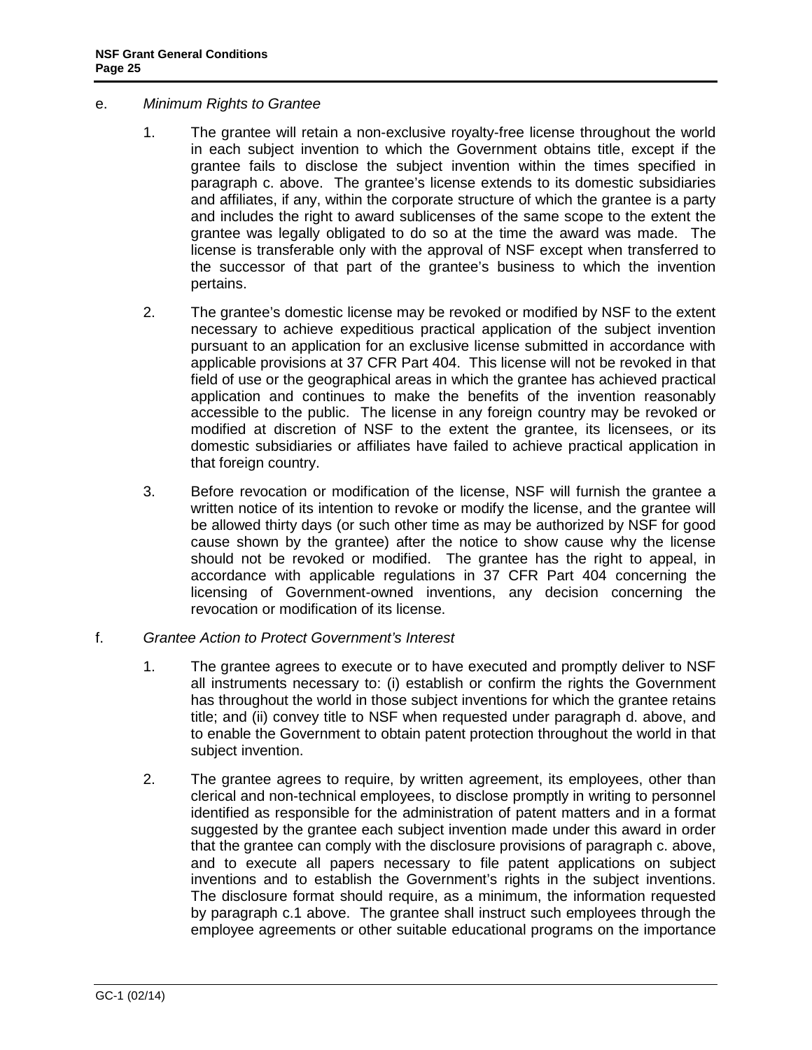e. *Minimum Rights to Grantee*

1. The grantee will retain a non-exclusive royalty-free license throughout the world in each subject invention to which the Government obtains title, except if the grantee fails to disclose the subject invention within the times specified in paragraph c. above. The grantee's license extends to its domestic subsidiaries and affiliates, if any, within the corporate structure of which the grantee is a party and includes the right to award sublicenses of the same scope to the extent the grantee was legally obligated to do so at the time the award was made. The license is transferable only with the approval of NSF except when transferred to the successor of that part of the grantee's business to which the invention pertains.

2. The grantee's domestic license may be revoked or modified by NSF to the extent necessary to achieve expeditious practical application of the subject invention pursuant to an application for an exclusive license submitted in accordance with applicable provisions at 37 CFR Part 404. This license will not be revoked in that field of use or the geographical areas in which the grantee has achieved practical application and continues to make the benefits of the invention reasonably accessible to the public. The license in any foreign country may be revoked or modified at discretion of NSF to the extent the grantee, its licensees, or its domestic subsidiaries or affiliates have failed to achieve practical application in that foreign country.

3. Before revocation or modification of the license, NSF will furnish the grantee a written notice of its intention to revoke or modify the license, and the grantee will be allowed thirty days (or such other time as may be authorized by NSF for good cause shown by the grantee) after the notice to show cause why the license should not be revoked or modified. The grantee has the right to appeal, in accordance with applicable regulations in 37 CFR Part 404 concerning the licensing of Government-owned inventions, any decision concerning the revocation or modification of its license.

f. *Grantee Action to Protect Government's Interest*

1. The grantee agrees to execute or to have executed and promptly deliver to NSF all instruments necessary to: (i) establish or confirm the rights the Government has throughout the world in those subject inventions for which the grantee retains title; and (ii) convey title to NSF when requested under paragraph d. above, and to enable the Government to obtain patent protection throughout the world in that subject invention.

2. The grantee agrees to require, by written agreement, its employees, other than clerical and non-technical employees, to disclose promptly in writing to personnel identified as responsible for the administration of patent matters and in a format suggested by the grantee each subject invention made under this award in order that the grantee can comply with the disclosure provisions of paragraph c. above, and to execute all papers necessary to file patent applications on subject inventions and to establish the Government's rights in the subject inventions. The disclosure format should require, as a minimum, the information requested by paragraph c.1 above. The grantee shall instruct such employees through the employee agreements or other suitable educational programs on the importance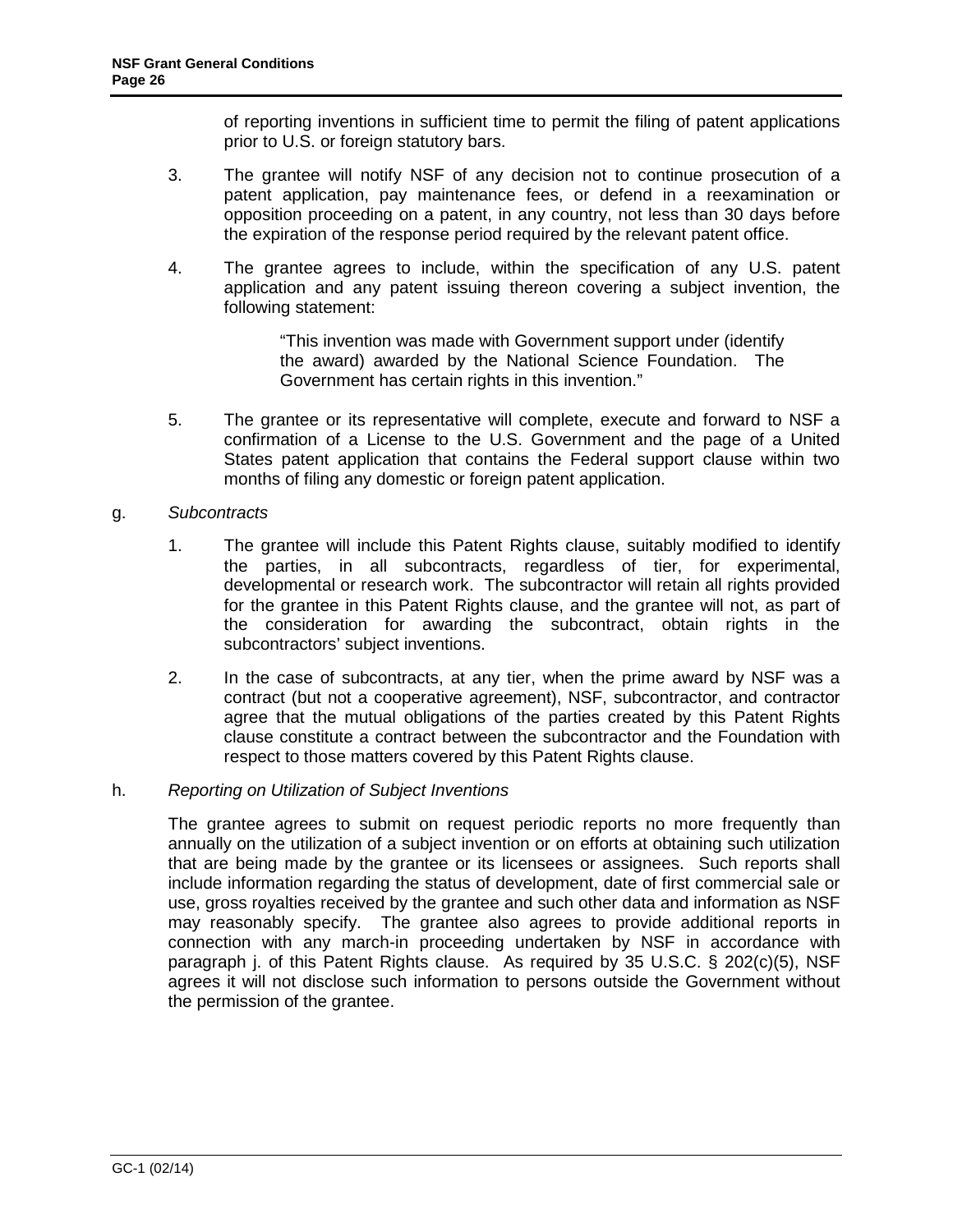of reporting inventions in sufficient time to permit the filing of patent applications prior to U.S. or foreign statutory bars.

3. The grantee will notify NSF of any decision not to continue prosecution of a patent application, pay maintenance fees, or defend in a reexamination or opposition proceeding on a patent, in any country, not less than 30 days before the expiration of the response period required by the relevant patent office.

4. The grantee agrees to include, within the specification of any U.S. patent application and any patent issuing thereon covering a subject invention, the following statement:

 > "This invention was made with Government support under (identify the award) awarded by the National Science Foundation. The Government has certain rights in this invention."

5. The grantee or its representative will complete, execute and forward to NSF a confirmation of a License to the U.S. Government and the page of a United States patent application that contains the Federal support clause within two months of filing any domestic or foreign patent application.

g. *Subcontracts*

1. The grantee will include this Patent Rights clause, suitably modified to identify the parties, in all subcontracts, regardless of tier, for experimental, developmental or research work. The subcontractor will retain all rights provided for the grantee in this Patent Rights clause, and the grantee will not, as part of the consideration for awarding the subcontract, obtain rights in the subcontractors' subject inventions.

2. In the case of subcontracts, at any tier, when the prime award by NSF was a contract (but not a cooperative agreement), NSF, subcontractor, and contractor agree that the mutual obligations of the parties created by this Patent Rights clause constitute a contract between the subcontractor and the Foundation with respect to those matters covered by this Patent Rights clause.

h. *Reporting on Utilization of Subject Inventions*

The grantee agrees to submit on request periodic reports no more frequently than annually on the utilization of a subject invention or on efforts at obtaining such utilization that are being made by the grantee or its licensees or assignees. Such reports shall include information regarding the status of development, date of first commercial sale or use, gross royalties received by the grantee and such other data and information as NSF may reasonably specify. The grantee also agrees to provide additional reports in connection with any march-in proceeding undertaken by NSF in accordance with paragraph j. of this Patent Rights clause. As required by 35 U.S.C. § 202(c)(5), NSF agrees it will not disclose such information to persons outside the Government without the permission of the grantee.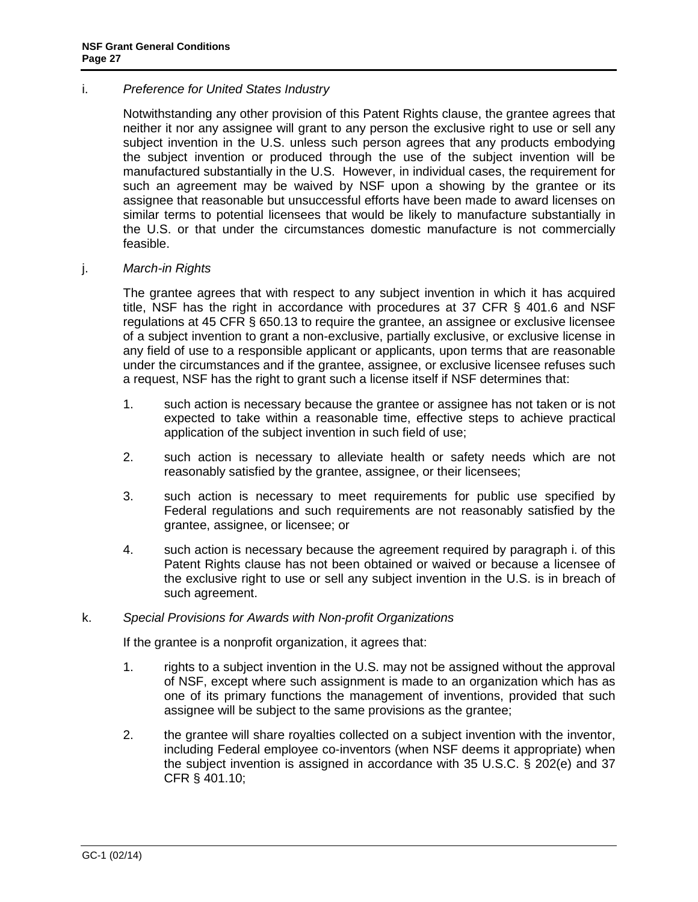i. *Preference for United States Industry*

Notwithstanding any other provision of this Patent Rights clause, the grantee agrees that neither it nor any assignee will grant to any person the exclusive right to use or sell any subject invention in the U.S. unless such person agrees that any products embodying the subject invention or produced through the use of the subject invention will be manufactured substantially in the U.S. However, in individual cases, the requirement for such an agreement may be waived by NSF upon a showing by the grantee or its assignee that reasonable but unsuccessful efforts have been made to award licenses on similar terms to potential licensees that would be likely to manufacture substantially in the U.S. or that under the circumstances domestic manufacture is not commercially feasible.

j. *March-in Rights*

The grantee agrees that with respect to any subject invention in which it has acquired title, NSF has the right in accordance with procedures at 37 CFR § 401.6 and NSF regulations at 45 CFR § 650.13 to require the grantee, an assignee or exclusive licensee of a subject invention to grant a non-exclusive, partially exclusive, or exclusive license in any field of use to a responsible applicant or applicants, upon terms that are reasonable under the circumstances and if the grantee, assignee, or exclusive licensee refuses such a request, NSF has the right to grant such a license itself if NSF determines that:

1. such action is necessary because the grantee or assignee has not taken or is not expected to take within a reasonable time, effective steps to achieve practical application of the subject invention in such field of use;
2. such action is necessary to alleviate health or safety needs which are not reasonably satisfied by the grantee, assignee, or their licensees;
3. such action is necessary to meet requirements for public use specified by Federal regulations and such requirements are not reasonably satisfied by the grantee, assignee, or licensee; or
4. such action is necessary because the agreement required by paragraph i. of this Patent Rights clause has not been obtained or waived or because a licensee of the exclusive right to use or sell any subject invention in the U.S. is in breach of such agreement.

k. *Special Provisions for Awards with Non-profit Organizations*

If the grantee is a nonprofit organization, it agrees that:

1. rights to a subject invention in the U.S. may not be assigned without the approval of NSF, except where such assignment is made to an organization which has as one of its primary functions the management of inventions, provided that such assignee will be subject to the same provisions as the grantee;
2. the grantee will share royalties collected on a subject invention with the inventor, including Federal employee co-inventors (when NSF deems it appropriate) when the subject invention is assigned in accordance with 35 U.S.C. § 202(e) and 37 CFR § 401.10;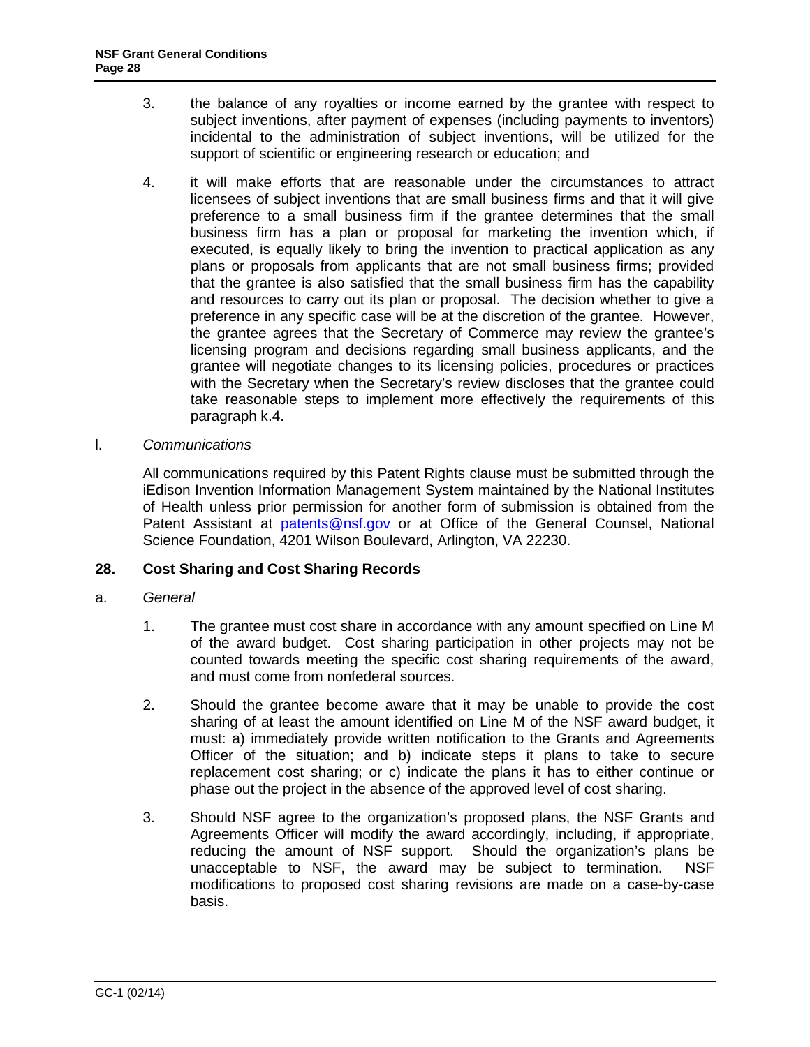3. the balance of any royalties or income earned by the grantee with respect to subject inventions, after payment of expenses (including payments to inventors) incidental to the administration of subject inventions, will be utilized for the support of scientific or engineering research or education; and

4. it will make efforts that are reasonable under the circumstances to attract licensees of subject inventions that are small business firms and that it will give preference to a small business firm if the grantee determines that the small business firm has a plan or proposal for marketing the invention which, if executed, is equally likely to bring the invention to practical application as any plans or proposals from applicants that are not small business firms; provided that the grantee is also satisfied that the small business firm has the capability and resources to carry out its plan or proposal. The decision whether to give a preference in any specific case will be at the discretion of the grantee. However, the grantee agrees that the Secretary of Commerce may review the grantee's licensing program and decisions regarding small business applicants, and the grantee will negotiate changes to its licensing policies, procedures or practices with the Secretary when the Secretary's review discloses that the grantee could take reasonable steps to implement more effectively the requirements of this paragraph k.4.

l. *Communications*

All communications required by this Patent Rights clause must be submitted through the iEdison Invention Information Management System maintained by the National Institutes of Health unless prior permission for another form of submission is obtained from the Patent Assistant at patents@nsf.gov or at Office of the General Counsel, National Science Foundation, 4201 Wilson Boulevard, Arlington, VA 22230.

## 28. Cost Sharing and Cost Sharing Records

a. *General*

1. The grantee must cost share in accordance with any amount specified on Line M of the award budget. Cost sharing participation in other projects may not be counted towards meeting the specific cost sharing requirements of the award, and must come from nonfederal sources.

2. Should the grantee become aware that it may be unable to provide the cost sharing of at least the amount identified on Line M of the NSF award budget, it must: a) immediately provide written notification to the Grants and Agreements Officer of the situation; and b) indicate steps it plans to take to secure replacement cost sharing; or c) indicate the plans it has to either continue or phase out the project in the absence of the approved level of cost sharing.

3. Should NSF agree to the organization's proposed plans, the NSF Grants and Agreements Officer will modify the award accordingly, including, if appropriate, reducing the amount of NSF support. Should the organization's plans be unacceptable to NSF, the award may be subject to termination. NSF modifications to proposed cost sharing revisions are made on a case-by-case basis.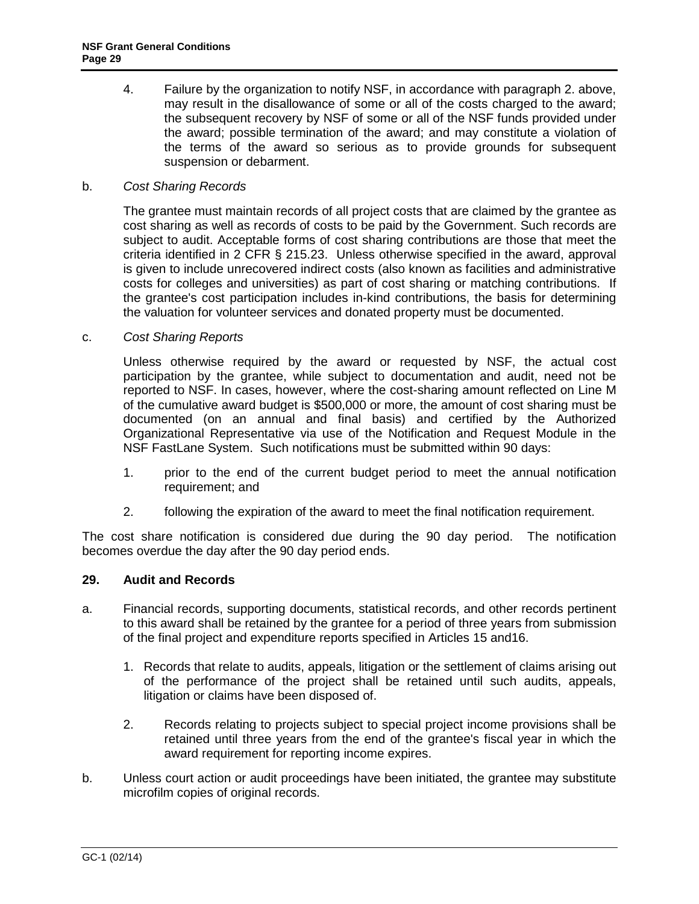4. Failure by the organization to notify NSF, in accordance with paragraph 2. above, may result in the disallowance of some or all of the costs charged to the award; the subsequent recovery by NSF of some or all of the NSF funds provided under the award; possible termination of the award; and may constitute a violation of the terms of the award so serious as to provide grounds for subsequent suspension or debarment.

b. *Cost Sharing Records*

The grantee must maintain records of all project costs that are claimed by the grantee as cost sharing as well as records of costs to be paid by the Government. Such records are subject to audit. Acceptable forms of cost sharing contributions are those that meet the criteria identified in 2 CFR § 215.23. Unless otherwise specified in the award, approval is given to include unrecovered indirect costs (also known as facilities and administrative costs for colleges and universities) as part of cost sharing or matching contributions. If the grantee's cost participation includes in-kind contributions, the basis for determining the valuation for volunteer services and donated property must be documented.

c. *Cost Sharing Reports*

Unless otherwise required by the award or requested by NSF, the actual cost participation by the grantee, while subject to documentation and audit, need not be reported to NSF. In cases, however, where the cost-sharing amount reflected on Line M of the cumulative award budget is $500,000 or more, the amount of cost sharing must be documented (on an annual and final basis) and certified by the Authorized Organizational Representative via use of the Notification and Request Module in the NSF FastLane System. Such notifications must be submitted within 90 days:

1. prior to the end of the current budget period to meet the annual notification requirement; and
2. following the expiration of the award to meet the final notification requirement.

The cost share notification is considered due during the 90 day period. The notification becomes overdue the day after the 90 day period ends.

## 29. Audit and Records

a. Financial records, supporting documents, statistical records, and other records pertinent to this award shall be retained by the grantee for a period of three years from submission of the final project and expenditure reports specified in Articles 15 and16.

   1. Records that relate to audits, appeals, litigation or the settlement of claims arising out of the performance of the project shall be retained until such audits, appeals, litigation or claims have been disposed of.
   2. Records relating to projects subject to special project income provisions shall be retained until three years from the end of the grantee's fiscal year in which the award requirement for reporting income expires.

b. Unless court action or audit proceedings have been initiated, the grantee may substitute microfilm copies of original records.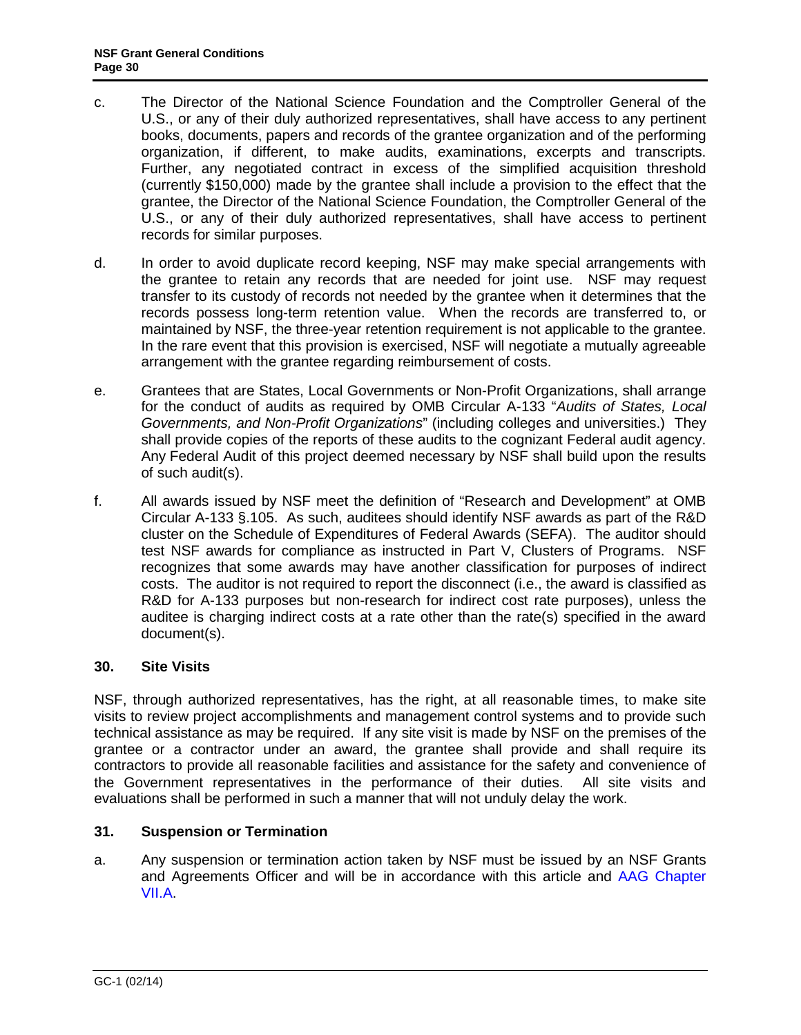c. The Director of the National Science Foundation and the Comptroller General of the U.S., or any of their duly authorized representatives, shall have access to any pertinent books, documents, papers and records of the grantee organization and of the performing organization, if different, to make audits, examinations, excerpts and transcripts. Further, any negotiated contract in excess of the simplified acquisition threshold (currently $150,000) made by the grantee shall include a provision to the effect that the grantee, the Director of the National Science Foundation, the Comptroller General of the U.S., or any of their duly authorized representatives, shall have access to pertinent records for similar purposes.

d. In order to avoid duplicate record keeping, NSF may make special arrangements with the grantee to retain any records that are needed for joint use. NSF may request transfer to its custody of records not needed by the grantee when it determines that the records possess long-term retention value. When the records are transferred to, or maintained by NSF, the three-year retention requirement is not applicable to the grantee. In the rare event that this provision is exercised, NSF will negotiate a mutually agreeable arrangement with the grantee regarding reimbursement of costs.

e. Grantees that are States, Local Governments or Non-Profit Organizations, shall arrange for the conduct of audits as required by OMB Circular A-133 "*Audits of States, Local Governments, and Non-Profit Organizations*" (including colleges and universities.) They shall provide copies of the reports of these audits to the cognizant Federal audit agency. Any Federal Audit of this project deemed necessary by NSF shall build upon the results of such audit(s).

f. All awards issued by NSF meet the definition of "Research and Development" at OMB Circular A-133 §.105. As such, auditees should identify NSF awards as part of the R&D cluster on the Schedule of Expenditures of Federal Awards (SEFA). The auditor should test NSF awards for compliance as instructed in Part V, Clusters of Programs. NSF recognizes that some awards may have another classification for purposes of indirect costs. The auditor is not required to report the disconnect (i.e., the award is classified as R&D for A-133 purposes but non-research for indirect cost rate purposes), unless the auditee is charging indirect costs at a rate other than the rate(s) specified in the award document(s).

## 30. Site Visits

NSF, through authorized representatives, has the right, at all reasonable times, to make site visits to review project accomplishments and management control systems and to provide such technical assistance as may be required. If any site visit is made by NSF on the premises of the grantee or a contractor under an award, the grantee shall provide and shall require its contractors to provide all reasonable facilities and assistance for the safety and convenience of the Government representatives in the performance of their duties. All site visits and evaluations shall be performed in such a manner that will not unduly delay the work.

## 31. Suspension or Termination

a. Any suspension or termination action taken by NSF must be issued by an NSF Grants and Agreements Officer and will be in accordance with this article and AAG Chapter VII.A.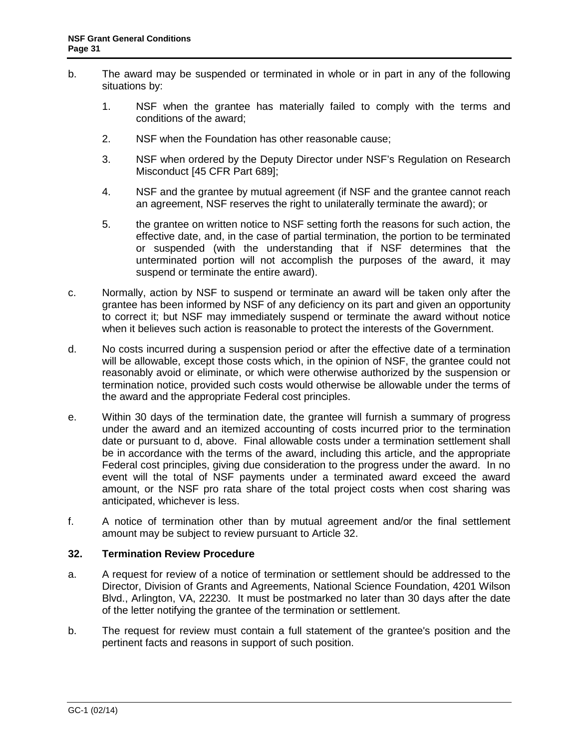b. The award may be suspended or terminated in whole or in part in any of the following situations by:

   1. NSF when the grantee has materially failed to comply with the terms and conditions of the award;

   2. NSF when the Foundation has other reasonable cause;

   3. NSF when ordered by the Deputy Director under NSF's Regulation on Research Misconduct [45 CFR Part 689];

   4. NSF and the grantee by mutual agreement (if NSF and the grantee cannot reach an agreement, NSF reserves the right to unilaterally terminate the award); or

   5. the grantee on written notice to NSF setting forth the reasons for such action, the effective date, and, in the case of partial termination, the portion to be terminated or suspended (with the understanding that if NSF determines that the unterminated portion will not accomplish the purposes of the award, it may suspend or terminate the entire award).

c. Normally, action by NSF to suspend or terminate an award will be taken only after the grantee has been informed by NSF of any deficiency on its part and given an opportunity to correct it; but NSF may immediately suspend or terminate the award without notice when it believes such action is reasonable to protect the interests of the Government.

d. No costs incurred during a suspension period or after the effective date of a termination will be allowable, except those costs which, in the opinion of NSF, the grantee could not reasonably avoid or eliminate, or which were otherwise authorized by the suspension or termination notice, provided such costs would otherwise be allowable under the terms of the award and the appropriate Federal cost principles.

e. Within 30 days of the termination date, the grantee will furnish a summary of progress under the award and an itemized accounting of costs incurred prior to the termination date or pursuant to d, above. Final allowable costs under a termination settlement shall be in accordance with the terms of the award, including this article, and the appropriate Federal cost principles, giving due consideration to the progress under the award. In no event will the total of NSF payments under a terminated award exceed the award amount, or the NSF pro rata share of the total project costs when cost sharing was anticipated, whichever is less.

f. A notice of termination other than by mutual agreement and/or the final settlement amount may be subject to review pursuant to Article 32.

### 32. Termination Review Procedure

a. A request for review of a notice of termination or settlement should be addressed to the Director, Division of Grants and Agreements, National Science Foundation, 4201 Wilson Blvd., Arlington, VA, 22230. It must be postmarked no later than 30 days after the date of the letter notifying the grantee of the termination or settlement.

b. The request for review must contain a full statement of the grantee's position and the pertinent facts and reasons in support of such position.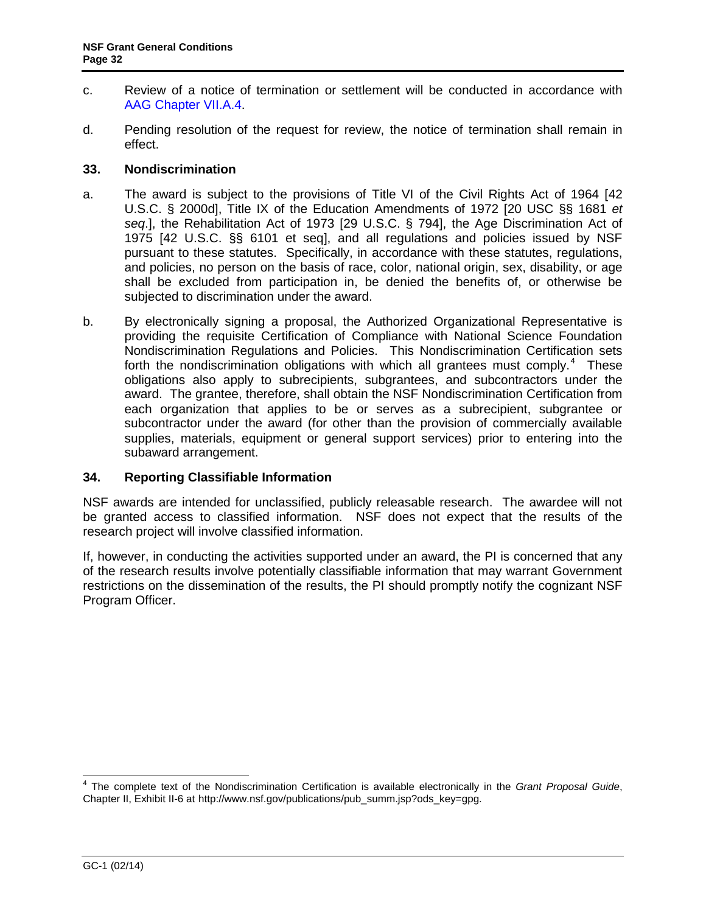c. Review of a notice of termination or settlement will be conducted in accordance with AAG Chapter VII.A.4.

d. Pending resolution of the request for review, the notice of termination shall remain in effect.

### 33. Nondiscrimination

a. The award is subject to the provisions of Title VI of the Civil Rights Act of 1964 [42 U.S.C. § 2000d], Title IX of the Education Amendments of 1972 [20 USC §§ 1681 *et seq*.], the Rehabilitation Act of 1973 [29 U.S.C. § 794], the Age Discrimination Act of 1975 [42 U.S.C. §§ 6101 et seq], and all regulations and policies issued by NSF pursuant to these statutes. Specifically, in accordance with these statutes, regulations, and policies, no person on the basis of race, color, national origin, sex, disability, or age shall be excluded from participation in, be denied the benefits of, or otherwise be subjected to discrimination under the award.

b. By electronically signing a proposal, the Authorized Organizational Representative is providing the requisite Certification of Compliance with National Science Foundation Nondiscrimination Regulations and Policies. This Nondiscrimination Certification sets forth the nondiscrimination obligations with which all grantees must comply.[4] These obligations also apply to subrecipients, subgrantees, and subcontractors under the award. The grantee, therefore, shall obtain the NSF Nondiscrimination Certification from each organization that applies to be or serves as a subrecipient, subgrantee or subcontractor under the award (for other than the provision of commercially available supplies, materials, equipment or general support services) prior to entering into the subaward arrangement.

### 34. Reporting Classifiable Information

NSF awards are intended for unclassified, publicly releasable research. The awardee will not be granted access to classified information. NSF does not expect that the results of the research project will involve classified information.

If, however, in conducting the activities supported under an award, the PI is concerned that any of the research results involve potentially classifiable information that may warrant Government restrictions on the dissemination of the results, the PI should promptly notify the cognizant NSF Program Officer.

---

[4] The complete text of the Nondiscrimination Certification is available electronically in the *Grant Proposal Guide*, Chapter II, Exhibit II-6 at http://www.nsf.gov/publications/pub_summ.jsp?ods_key=gpg.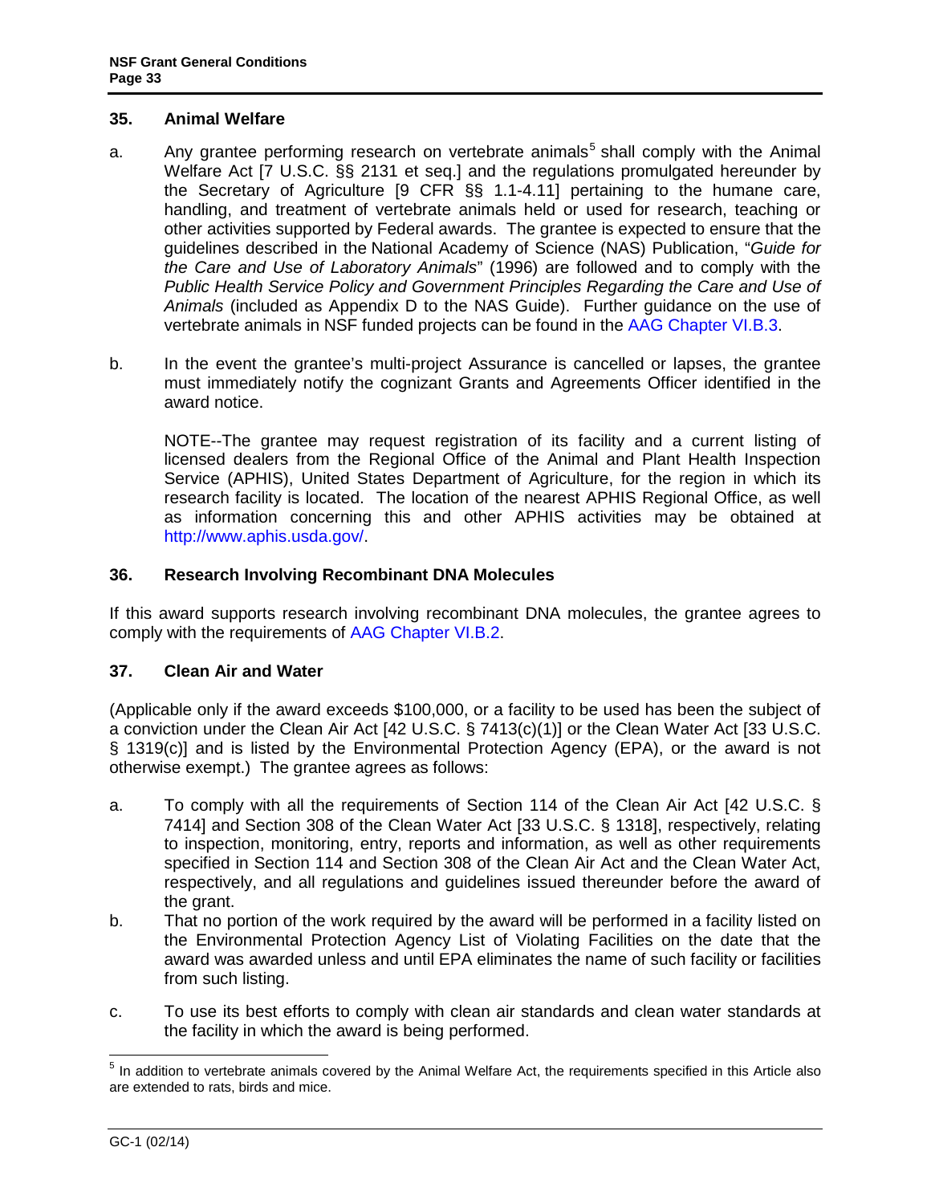### 35. Animal Welfare

a. Any grantee performing research on vertebrate animals[5] shall comply with the Animal Welfare Act [7 U.S.C. §§ 2131 et seq.] and the regulations promulgated hereunder by the Secretary of Agriculture [9 CFR §§ 1.1-4.11] pertaining to the humane care, handling, and treatment of vertebrate animals held or used for research, teaching or other activities supported by Federal awards. The grantee is expected to ensure that the guidelines described in the National Academy of Science (NAS) Publication, "*Guide for the Care and Use of Laboratory Animals*" (1996) are followed and to comply with the *Public Health Service Policy and Government Principles Regarding the Care and Use of Animals* (included as Appendix D to the NAS Guide). Further guidance on the use of vertebrate animals in NSF funded projects can be found in the AAG Chapter VI.B.3.

b. In the event the grantee's multi-project Assurance is cancelled or lapses, the grantee must immediately notify the cognizant Grants and Agreements Officer identified in the award notice.

NOTE--The grantee may request registration of its facility and a current listing of licensed dealers from the Regional Office of the Animal and Plant Health Inspection Service (APHIS), United States Department of Agriculture, for the region in which its research facility is located. The location of the nearest APHIS Regional Office, as well as information concerning this and other APHIS activities may be obtained at http://www.aphis.usda.gov/.

### 36. Research Involving Recombinant DNA Molecules

If this award supports research involving recombinant DNA molecules, the grantee agrees to comply with the requirements of AAG Chapter VI.B.2.

### 37. Clean Air and Water

(Applicable only if the award exceeds $100,000, or a facility to be used has been the subject of a conviction under the Clean Air Act [42 U.S.C. § 7413(c)(1)] or the Clean Water Act [33 U.S.C. § 1319(c)] and is listed by the Environmental Protection Agency (EPA), or the award is not otherwise exempt.) The grantee agrees as follows:

a. To comply with all the requirements of Section 114 of the Clean Air Act [42 U.S.C. § 7414] and Section 308 of the Clean Water Act [33 U.S.C. § 1318], respectively, relating to inspection, monitoring, entry, reports and information, as well as other requirements specified in Section 114 and Section 308 of the Clean Air Act and the Clean Water Act, respectively, and all regulations and guidelines issued thereunder before the award of the grant.

b. That no portion of the work required by the award will be performed in a facility listed on the Environmental Protection Agency List of Violating Facilities on the date that the award was awarded unless and until EPA eliminates the name of such facility or facilities from such listing.

c. To use its best efforts to comply with clean air standards and clean water standards at the facility in which the award is being performed.

---

[5] In addition to vertebrate animals covered by the Animal Welfare Act, the requirements specified in this Article also are extended to rats, birds and mice.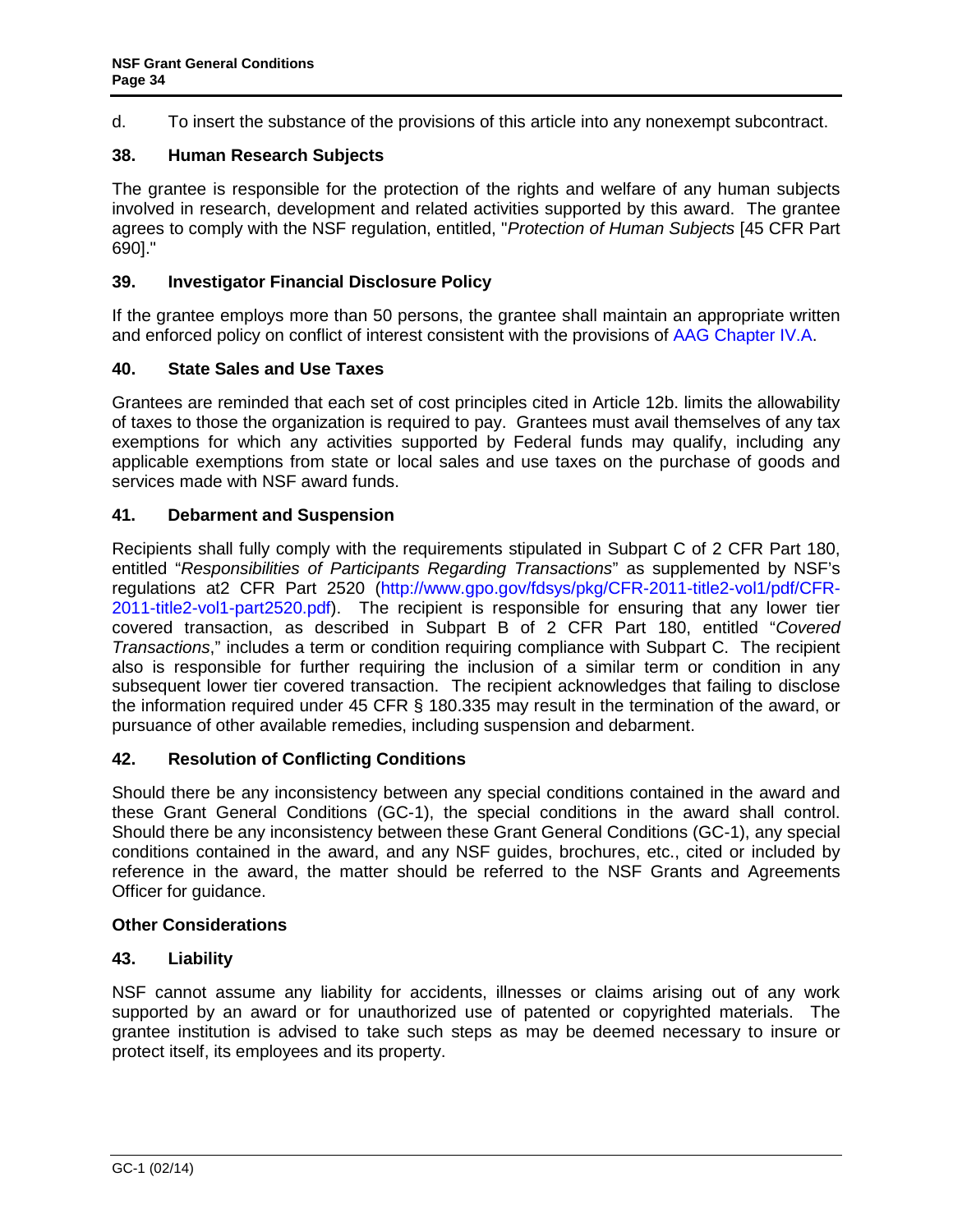d. To insert the substance of the provisions of this article into any nonexempt subcontract.

### 38. Human Research Subjects

The grantee is responsible for the protection of the rights and welfare of any human subjects involved in research, development and related activities supported by this award. The grantee agrees to comply with the NSF regulation, entitled, "*Protection of Human Subjects* [45 CFR Part 690]."

### 39. Investigator Financial Disclosure Policy

If the grantee employs more than 50 persons, the grantee shall maintain an appropriate written and enforced policy on conflict of interest consistent with the provisions of AAG Chapter IV.A.

### 40. State Sales and Use Taxes

Grantees are reminded that each set of cost principles cited in Article 12b. limits the allowability of taxes to those the organization is required to pay. Grantees must avail themselves of any tax exemptions for which any activities supported by Federal funds may qualify, including any applicable exemptions from state or local sales and use taxes on the purchase of goods and services made with NSF award funds.

### 41. Debarment and Suspension

Recipients shall fully comply with the requirements stipulated in Subpart C of 2 CFR Part 180, entitled "*Responsibilities of Participants Regarding Transactions*" as supplemented by NSF's regulations at2 CFR Part 2520 (http://www.gpo.gov/fdsys/pkg/CFR-2011-title2-vol1/pdf/CFR-2011-title2-vol1-part2520.pdf). The recipient is responsible for ensuring that any lower tier covered transaction, as described in Subpart B of 2 CFR Part 180, entitled "*Covered Transactions*," includes a term or condition requiring compliance with Subpart C. The recipient also is responsible for further requiring the inclusion of a similar term or condition in any subsequent lower tier covered transaction. The recipient acknowledges that failing to disclose the information required under 45 CFR § 180.335 may result in the termination of the award, or pursuance of other available remedies, including suspension and debarment.

### 42. Resolution of Conflicting Conditions

Should there be any inconsistency between any special conditions contained in the award and these Grant General Conditions (GC-1), the special conditions in the award shall control. Should there be any inconsistency between these Grant General Conditions (GC-1), any special conditions contained in the award, and any NSF guides, brochures, etc., cited or included by reference in the award, the matter should be referred to the NSF Grants and Agreements Officer for guidance.

## Other Considerations

### 43. Liability

NSF cannot assume any liability for accidents, illnesses or claims arising out of any work supported by an award or for unauthorized use of patented or copyrighted materials. The grantee institution is advised to take such steps as may be deemed necessary to insure or protect itself, its employees and its property.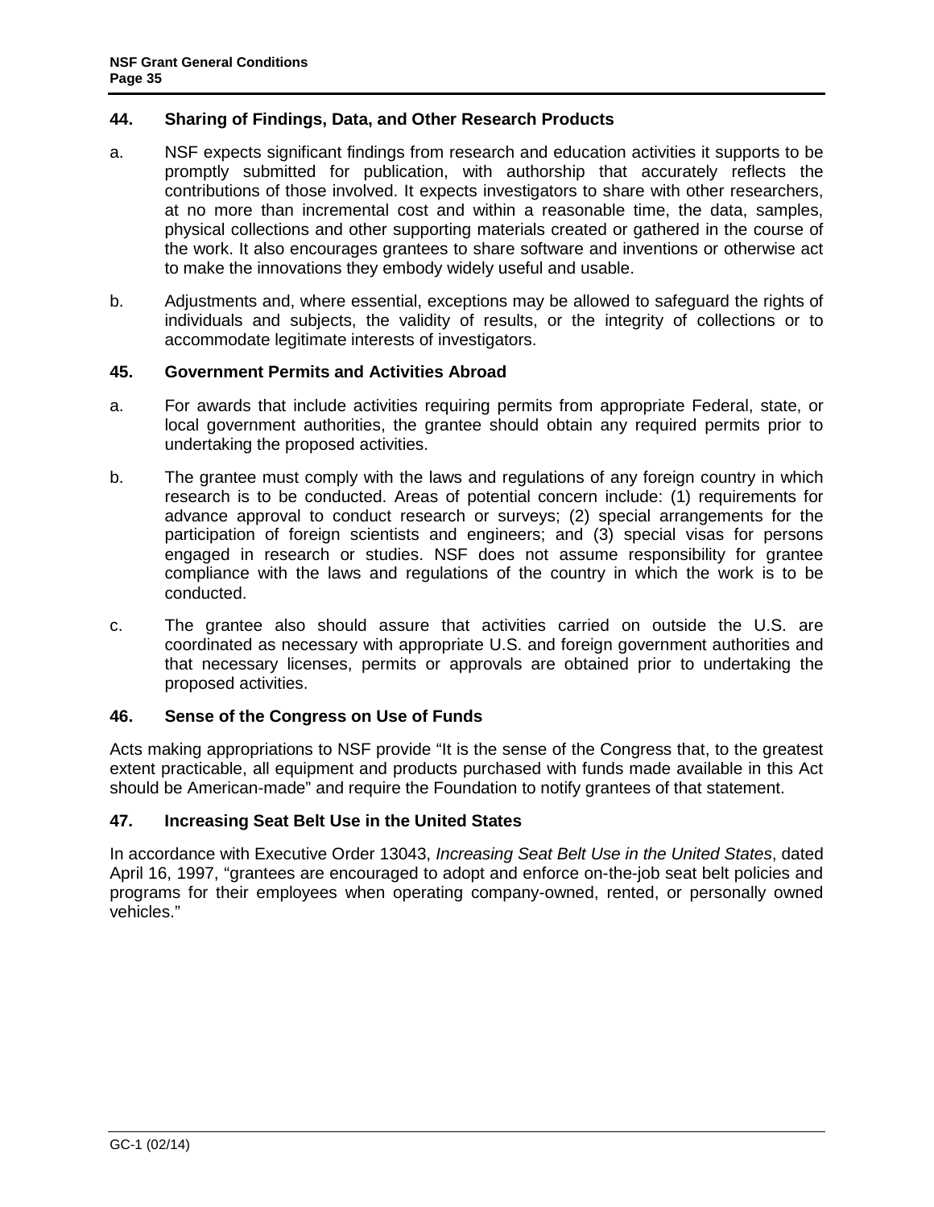## 44. Sharing of Findings, Data, and Other Research Products

a. NSF expects significant findings from research and education activities it supports to be promptly submitted for publication, with authorship that accurately reflects the contributions of those involved. It expects investigators to share with other researchers, at no more than incremental cost and within a reasonable time, the data, samples, physical collections and other supporting materials created or gathered in the course of the work. It also encourages grantees to share software and inventions or otherwise act to make the innovations they embody widely useful and usable.

b. Adjustments and, where essential, exceptions may be allowed to safeguard the rights of individuals and subjects, the validity of results, or the integrity of collections or to accommodate legitimate interests of investigators.

## 45. Government Permits and Activities Abroad

a. For awards that include activities requiring permits from appropriate Federal, state, or local government authorities, the grantee should obtain any required permits prior to undertaking the proposed activities.

b. The grantee must comply with the laws and regulations of any foreign country in which research is to be conducted. Areas of potential concern include: (1) requirements for advance approval to conduct research or surveys; (2) special arrangements for the participation of foreign scientists and engineers; and (3) special visas for persons engaged in research or studies. NSF does not assume responsibility for grantee compliance with the laws and regulations of the country in which the work is to be conducted.

c. The grantee also should assure that activities carried on outside the U.S. are coordinated as necessary with appropriate U.S. and foreign government authorities and that necessary licenses, permits or approvals are obtained prior to undertaking the proposed activities.

## 46. Sense of the Congress on Use of Funds

Acts making appropriations to NSF provide "It is the sense of the Congress that, to the greatest extent practicable, all equipment and products purchased with funds made available in this Act should be American-made" and require the Foundation to notify grantees of that statement.

## 47. Increasing Seat Belt Use in the United States

In accordance with Executive Order 13043, *Increasing Seat Belt Use in the United States*, dated April 16, 1997, "grantees are encouraged to adopt and enforce on-the-job seat belt policies and programs for their employees when operating company-owned, rented, or personally owned vehicles."